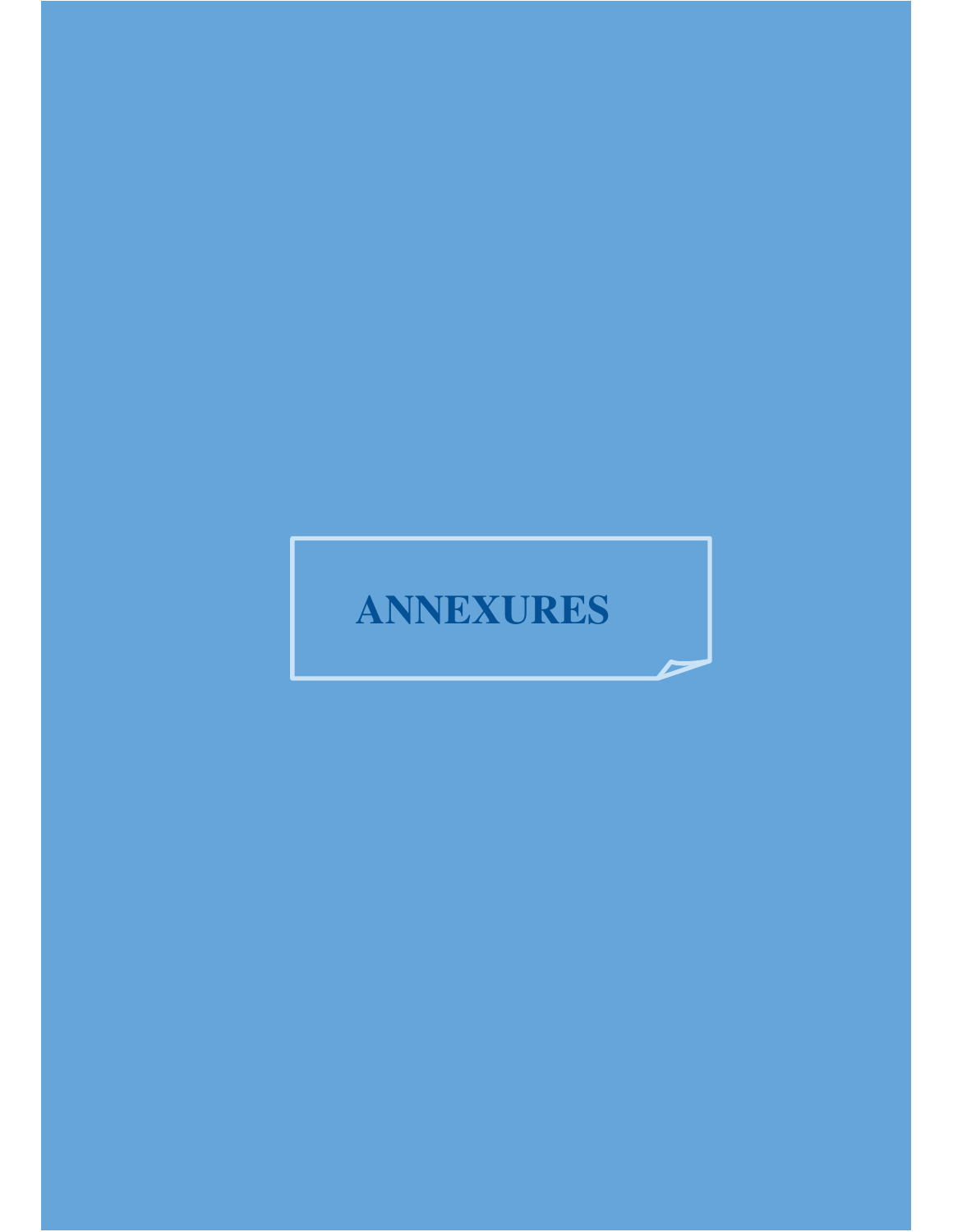# ANNEXURES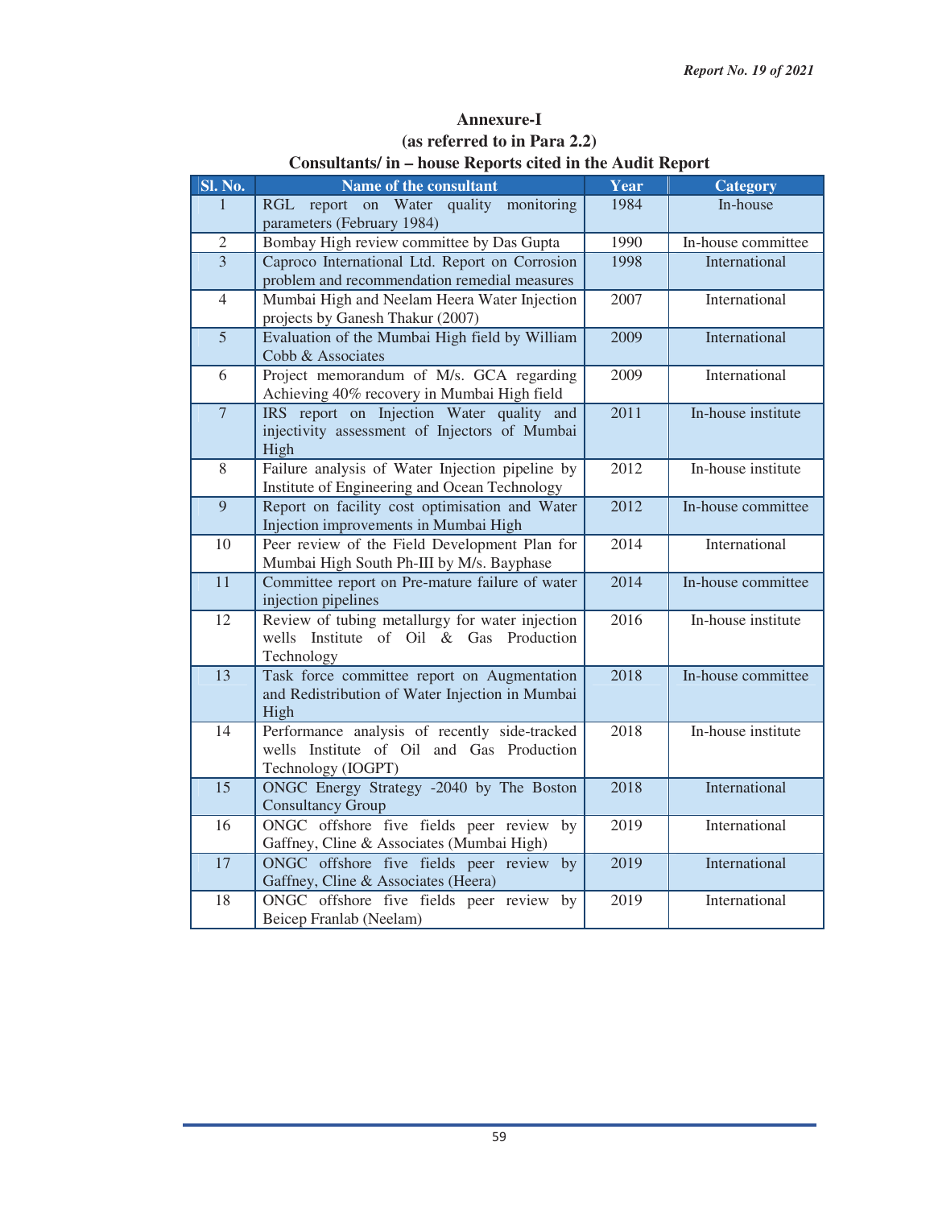## Annexure-I

## (as referred to in Para 2.2)

## Consultants/ in – house Reports cited in the Audit Report

| Sl. No. | Name of the consultant | Year | Category |
|---|---|---|---|
| 1 | RGL report on Water quality monitoring parameters (February 1984) | 1984 | In-house |
| 2 | Bombay High review committee by Das Gupta | 1990 | In-house committee |
| 3 | Caproco International Ltd. Report on Corrosion problem and recommendation remedial measures | 1998 | International |
| 4 | Mumbai High and Neelam Heera Water Injection projects by Ganesh Thakur (2007) | 2007 | International |
| 5 | Evaluation of the Mumbai High field by William Cobb & Associates | 2009 | International |
| 6 | Project memorandum of M/s. GCA regarding Achieving 40% recovery in Mumbai High field | 2009 | International |
| 7 | IRS report on Injection Water quality and injectivity assessment of Injectors of Mumbai High | 2011 | In-house institute |
| 8 | Failure analysis of Water Injection pipeline by Institute of Engineering and Ocean Technology | 2012 | In-house institute |
| 9 | Report on facility cost optimisation and Water Injection improvements in Mumbai High | 2012 | In-house committee |
| 10 | Peer review of the Field Development Plan for Mumbai High South Ph-III by M/s. Bayphase | 2014 | International |
| 11 | Committee report on Pre-mature failure of water injection pipelines | 2014 | In-house committee |
| 12 | Review of tubing metallurgy for water injection wells Institute of Oil & Gas Production Technology | 2016 | In-house institute |
| 13 | Task force committee report on Augmentation and Redistribution of Water Injection in Mumbai High | 2018 | In-house committee |
| 14 | Performance analysis of recently side-tracked wells Institute of Oil and Gas Production Technology (IOGPT) | 2018 | In-house institute |
| 15 | ONGC Energy Strategy -2040 by The Boston Consultancy Group | 2018 | International |
| 16 | ONGC offshore five fields peer review by Gaffney, Cline & Associates (Mumbai High) | 2019 | International |
| 17 | ONGC offshore five fields peer review by Gaffney, Cline & Associates (Heera) | 2019 | International |
| 18 | ONGC offshore five fields peer review by Beicep Franlab (Neelam) | 2019 | International |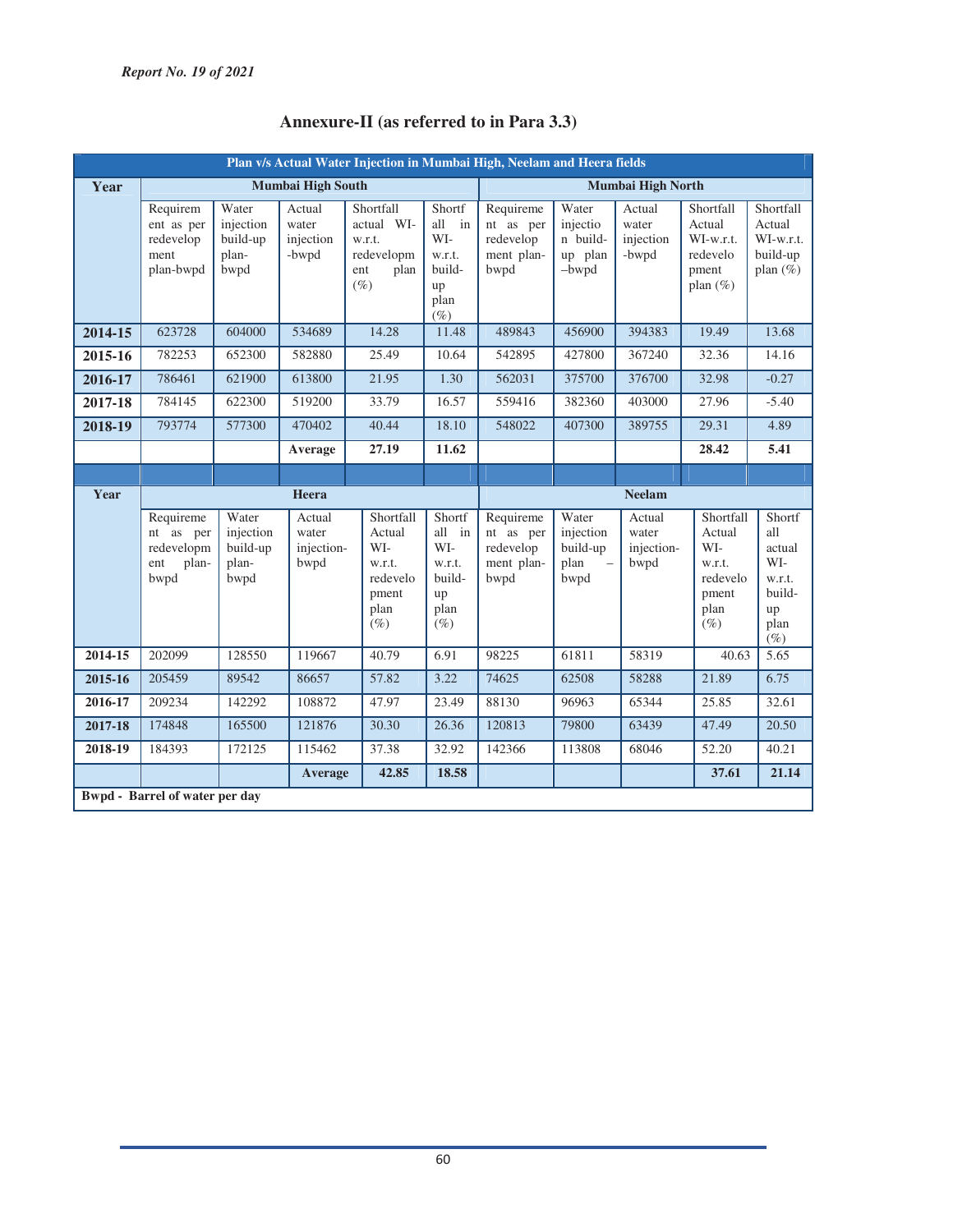## Annexure-II (as referred to in Para 3.3)

| Plan v/s Actual Water Injection in Mumbai High, Neelam and Heera fields | | | | | | | | | | |
|---|---|---|---|---|---|---|---|---|---|---|
| **Year** | **Mumbai High South** | | | | | **Mumbai High North** | | | | |
| | Requirement as per redevelopment plan-bwpd | Water injection build-up plan-bwpd | Actual water injection-bwpd | Shortfall actual WI-w.r.t. redevelopment plan (%) | Shortfall in WI-w.r.t. build-up plan (%) | Requirement as per redevelopment plan-bwpd | Water injection build-up plan –bwpd | Actual water injection-bwpd | Shortfall Actual WI-w.r.t. redevelopment plan (%) | Shortfall Actual WI-w.r.t. build-up plan (%) |
| **2014-15** | 623728 | 604000 | 534689 | 14.28 | 11.48 | 489843 | 456900 | 394383 | 19.49 | 13.68 |
| **2015-16** | 782253 | 652300 | 582880 | 25.49 | 10.64 | 542895 | 427800 | 367240 | 32.36 | 14.16 |
| **2016-17** | 786461 | 621900 | 613800 | 21.95 | 1.30 | 562031 | 375700 | 376700 | 32.98 | -0.27 |
| **2017-18** | 784145 | 622300 | 519200 | 33.79 | 16.57 | 559416 | 382360 | 403000 | 27.96 | -5.40 |
| **2018-19** | 793774 | 577300 | 470402 | 40.44 | 18.10 | 548022 | 407300 | 389755 | 29.31 | 4.89 |
| | | | **Average** | **27.19** | **11.62** | | | | **28.42** | **5.41** |

| **Year** | **Heera** | | | | | **Neelam** | | | | |
|---|---|---|---|---|---|---|---|---|---|---|
| | Requirement as per redevelopment plan-bwpd | Water injection build-up plan-bwpd | Actual water injection-bwpd | Shortfall Actual WI-w.r.t. redevelopment plan (%) | Shortfall in WI-w.r.t. build-up plan (%) | Requirement as per redevelopment plan-bwpd | Water injection build-up plan – bwpd | Actual water injection-bwpd | Shortfall Actual WI-w.r.t. redevelopment plan (%) | Shortfall actual WI-w.r.t. build-up plan (%) |
| **2014-15** | 202099 | 128550 | 119667 | 40.79 | 6.91 | 98225 | 61811 | 58319 | 40.63 | 5.65 |
| **2015-16** | 205459 | 89542 | 86657 | 57.82 | 3.22 | 74625 | 62508 | 58288 | 21.89 | 6.75 |
| **2016-17** | 209234 | 142292 | 108872 | 47.97 | 23.49 | 88130 | 96963 | 65344 | 25.85 | 32.61 |
| **2017-18** | 174848 | 165500 | 121876 | 30.30 | 26.36 | 120813 | 79800 | 63439 | 47.49 | 20.50 |
| **2018-19** | 184393 | 172125 | 115462 | 37.38 | 32.92 | 142366 | 113808 | 68046 | 52.20 | 40.21 |
| | | | **Average** | **42.85** | **18.58** | | | | **37.61** | **21.14** |

**Bwpd - Barrel of water per day**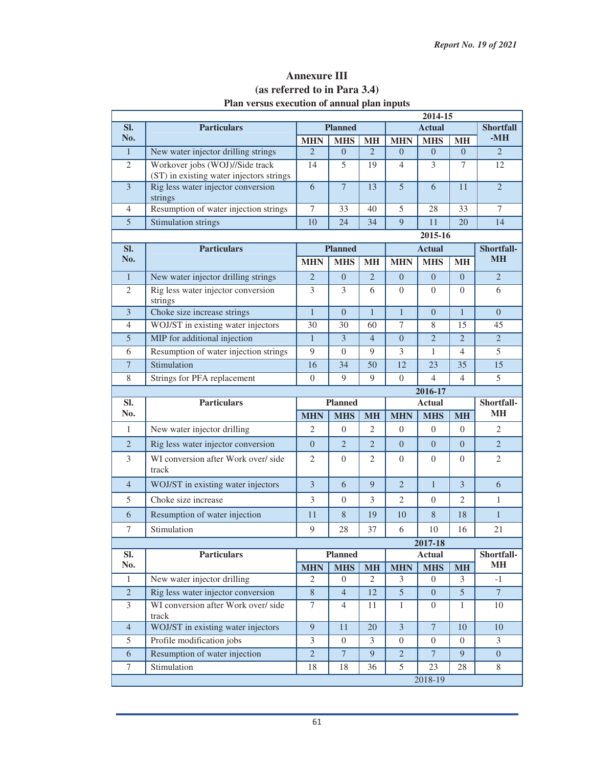# Annexure III

## (as referred to in Para 3.4)

### Plan versus execution of annual plan inputs

**2014-15**

| Sl. No. | Particulars | Planned | | | Actual | | | Shortfall -MH |
|---|---|---|---|---|---|---|---|---|
| | | MHN | MHS | MH | MHN | MHS | MH | |
| 1 | New water injector drilling strings | 2 | 0 | 2 | 0 | 0 | 0 | 2 |
| 2 | Workover jobs (WOJ)//Side track (ST) in existing water injectors strings | 14 | 5 | 19 | 4 | 3 | 7 | 12 |
| 3 | Rig less water injector conversion strings | 6 | 7 | 13 | 5 | 6 | 11 | 2 |
| 4 | Resumption of water injection strings | 7 | 33 | 40 | 5 | 28 | 33 | 7 |
| 5 | Stimulation strings | 10 | 24 | 34 | 9 | 11 | 20 | 14 |

**2015-16**

| Sl. No. | Particulars | Planned | | | Actual | | | Shortfall-MH |
|---|---|---|---|---|---|---|---|---|
| | | MHN | MHS | MH | MHN | MHS | MH | |
| 1 | New water injector drilling strings | 2 | 0 | 2 | 0 | 0 | 0 | 2 |
| 2 | Rig less water injector conversion strings | 3 | 3 | 6 | 0 | 0 | 0 | 6 |
| 3 | Choke size increase strings | 1 | 0 | 1 | 1 | 0 | 1 | 0 |
| 4 | WOJ/ST in existing water injectors | 30 | 30 | 60 | 7 | 8 | 15 | 45 |
| 5 | MIP for additional injection | 1 | 3 | 4 | 0 | 2 | 2 | 2 |
| 6 | Resumption of water injection strings | 9 | 0 | 9 | 3 | 1 | 4 | 5 |
| 7 | Stimulation | 16 | 34 | 50 | 12 | 23 | 35 | 15 |
| 8 | Strings for PFA replacement | 0 | 9 | 9 | 0 | 4 | 4 | 5 |

**2016-17**

| Sl. No. | Particulars | Planned | | | Actual | | | Shortfall-MH |
|---|---|---|---|---|---|---|---|---|
| | | MHN | MHS | MH | MHN | MHS | MH | |
| 1 | New water injector drilling | 2 | 0 | 2 | 0 | 0 | 0 | 2 |
| 2 | Rig less water injector conversion | 0 | 2 | 2 | 0 | 0 | 0 | 2 |
| 3 | WI conversion after Work over/ side track | 2 | 0 | 2 | 0 | 0 | 0 | 2 |
| 4 | WOJ/ST in existing water injectors | 3 | 6 | 9 | 2 | 1 | 3 | 6 |
| 5 | Choke size increase | 3 | 0 | 3 | 2 | 0 | 2 | 1 |
| 6 | Resumption of water injection | 11 | 8 | 19 | 10 | 8 | 18 | 1 |
| 7 | Stimulation | 9 | 28 | 37 | 6 | 10 | 16 | 21 |

**2017-18**

| Sl. No. | Particulars | Planned | | | Actual | | | Shortfall-MH |
|---|---|---|---|---|---|---|---|---|
| | | MHN | MHS | MH | MHN | MHS | MH | |
| 1 | New water injector drilling | 2 | 0 | 2 | 3 | 0 | 3 | -1 |
| 2 | Rig less water injector conversion | 8 | 4 | 12 | 5 | 0 | 5 | 7 |
| 3 | WI conversion after Work over/ side track | 7 | 4 | 11 | 1 | 0 | 1 | 10 |
| 4 | WOJ/ST in existing water injectors | 9 | 11 | 20 | 3 | 7 | 10 | 10 |
| 5 | Profile modification jobs | 3 | 0 | 3 | 0 | 0 | 0 | 3 |
| 6 | Resumption of water injection | 2 | 7 | 9 | 2 | 7 | 9 | 0 |
| 7 | Stimulation | 18 | 18 | 36 | 5 | 23 | 28 | 8 |

**2018-19**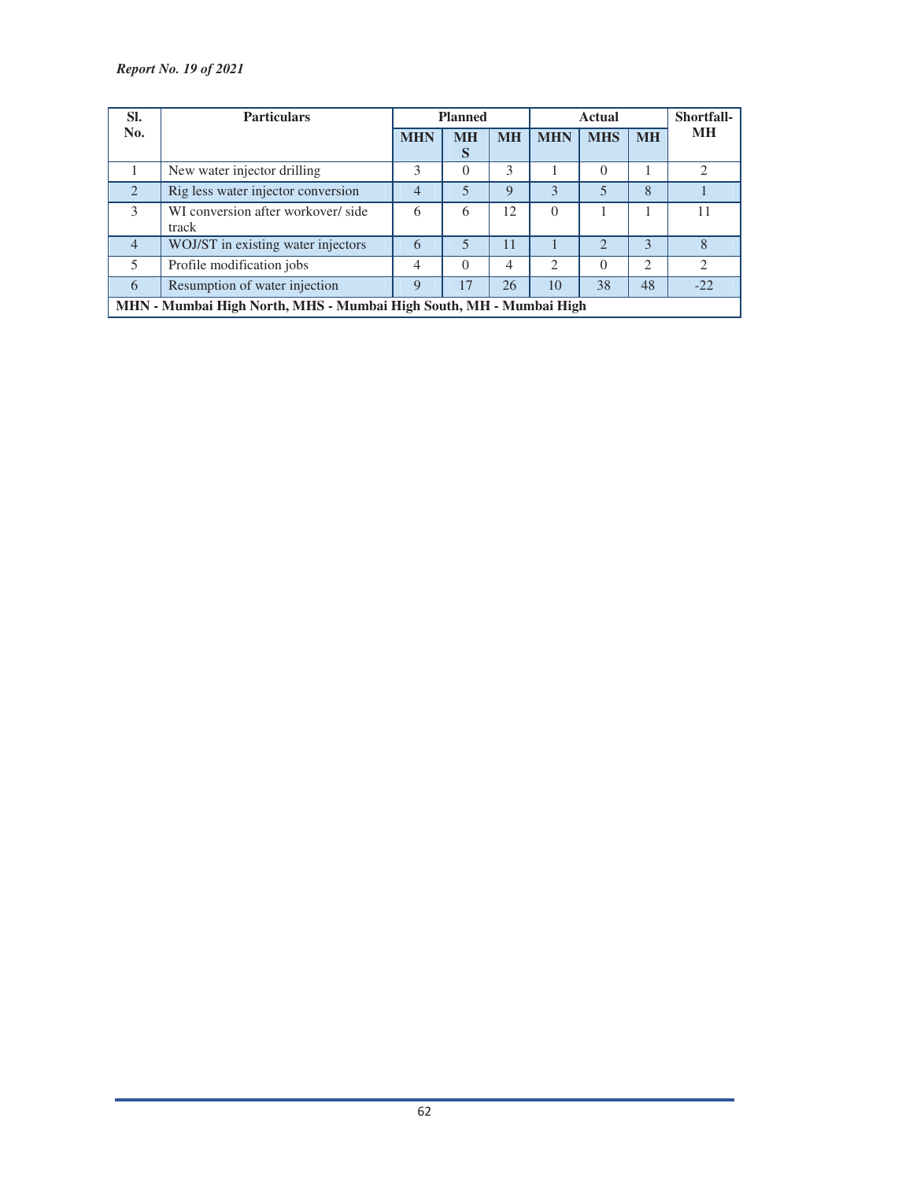| Sl. No. | Particulars | Planned | | | Actual | | | Shortfall-MH |
|---|---|---|---|---|---|---|---|---|
| | | MHN | MHS | MH | MHN | MHS | MH | |
| 1 | New water injector drilling | 3 | 0 | 3 | 1 | 0 | 1 | 2 |
| 2 | Rig less water injector conversion | 4 | 5 | 9 | 3 | 5 | 8 | 1 |
| 3 | WI conversion after workover/ side track | 6 | 6 | 12 | 0 | 1 | 1 | 11 |
| 4 | WOJ/ST in existing water injectors | 6 | 5 | 11 | 1 | 2 | 3 | 8 |
| 5 | Profile modification jobs | 4 | 0 | 4 | 2 | 0 | 2 | 2 |
| 6 | Resumption of water injection | 9 | 17 | 26 | 10 | 38 | 48 | -22 |

**MHN - Mumbai High North, MHS - Mumbai High South, MH - Mumbai High**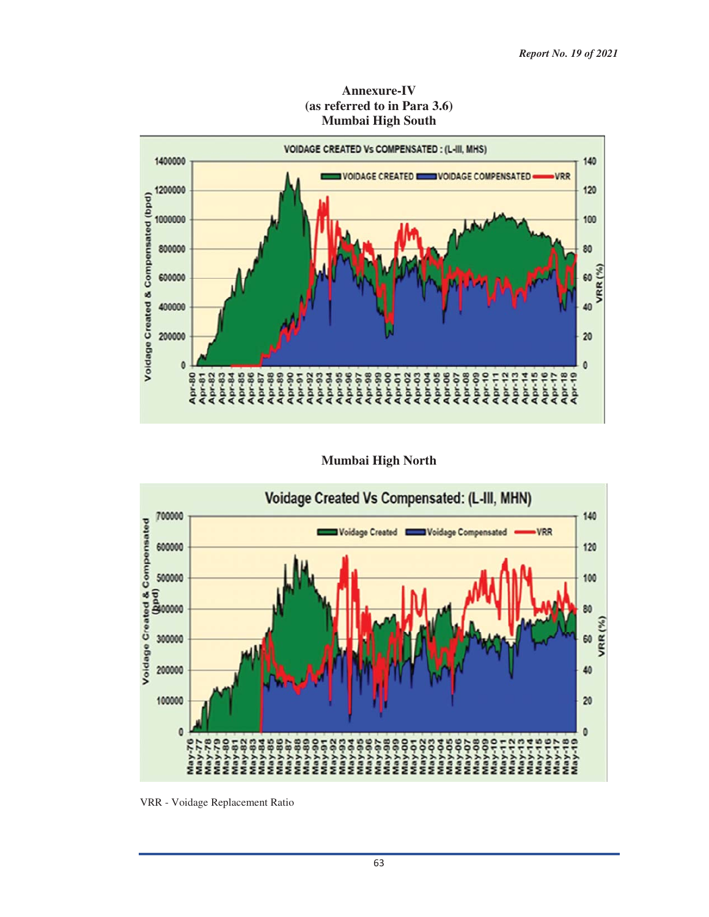# Annexure-IV
## (as referred to in Para 3.6)
## Mumbai High South

VOIDAGE CREATED Vs COMPENSATED : (L-III, MHS)

## Mumbai High North

Voidage Created Vs Compensated: (L-III, MHN)

VRR - Voidage Replacement Ratio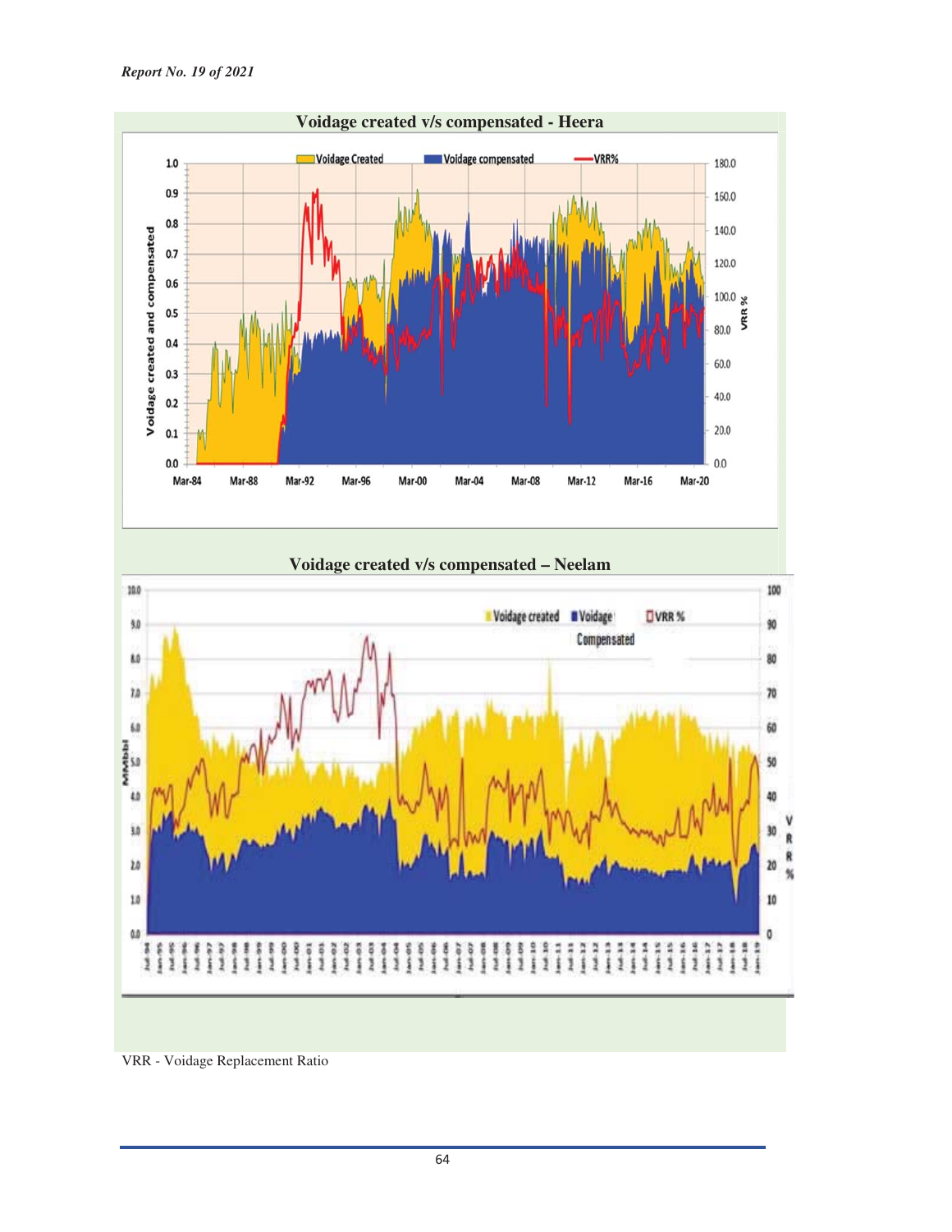**Voidage created v/s compensated - Heera**

**Voidage created v/s compensated – Neelam**

VRR - Voidage Replacement Ratio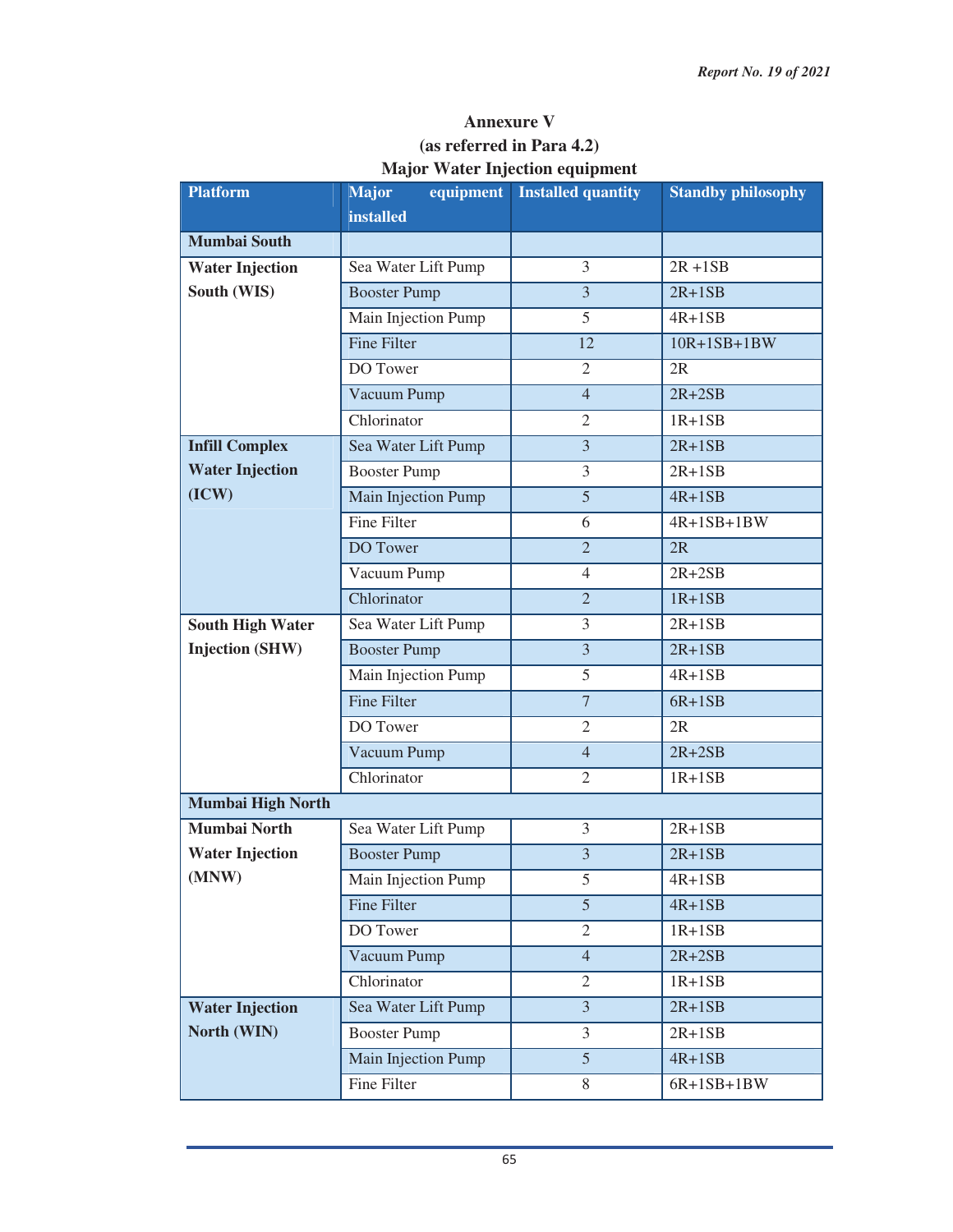## Annexure V
## (as referred in Para 4.2)
## Major Water Injection equipment

| Platform | Major equipment installed | Installed quantity | Standby philosophy |
|---|---|---|---|
| **Mumbai South** | | | |
| **Water Injection South (WIS)** | Sea Water Lift Pump | 3 | 2R +1SB |
| | Booster Pump | 3 | 2R+1SB |
| | Main Injection Pump | 5 | 4R+1SB |
| | Fine Filter | 12 | 10R+1SB+1BW |
| | DO Tower | 2 | 2R |
| | Vacuum Pump | 4 | 2R+2SB |
| | Chlorinator | 2 | 1R+1SB |
| **Infill Complex Water Injection (ICW)** | Sea Water Lift Pump | 3 | 2R+1SB |
| | Booster Pump | 3 | 2R+1SB |
| | Main Injection Pump | 5 | 4R+1SB |
| | Fine Filter | 6 | 4R+1SB+1BW |
| | DO Tower | 2 | 2R |
| | Vacuum Pump | 4 | 2R+2SB |
| | Chlorinator | 2 | 1R+1SB |
| **South High Water Injection (SHW)** | Sea Water Lift Pump | 3 | 2R+1SB |
| | Booster Pump | 3 | 2R+1SB |
| | Main Injection Pump | 5 | 4R+1SB |
| | Fine Filter | 7 | 6R+1SB |
| | DO Tower | 2 | 2R |
| | Vacuum Pump | 4 | 2R+2SB |
| | Chlorinator | 2 | 1R+1SB |
| **Mumbai High North** | | | |
| **Mumbai North Water Injection (MNW)** | Sea Water Lift Pump | 3 | 2R+1SB |
| | Booster Pump | 3 | 2R+1SB |
| | Main Injection Pump | 5 | 4R+1SB |
| | Fine Filter | 5 | 4R+1SB |
| | DO Tower | 2 | 1R+1SB |
| | Vacuum Pump | 4 | 2R+2SB |
| | Chlorinator | 2 | 1R+1SB |
| **Water Injection North (WIN)** | Sea Water Lift Pump | 3 | 2R+1SB |
| | Booster Pump | 3 | 2R+1SB |
| | Main Injection Pump | 5 | 4R+1SB |
| | Fine Filter | 8 | 6R+1SB+1BW |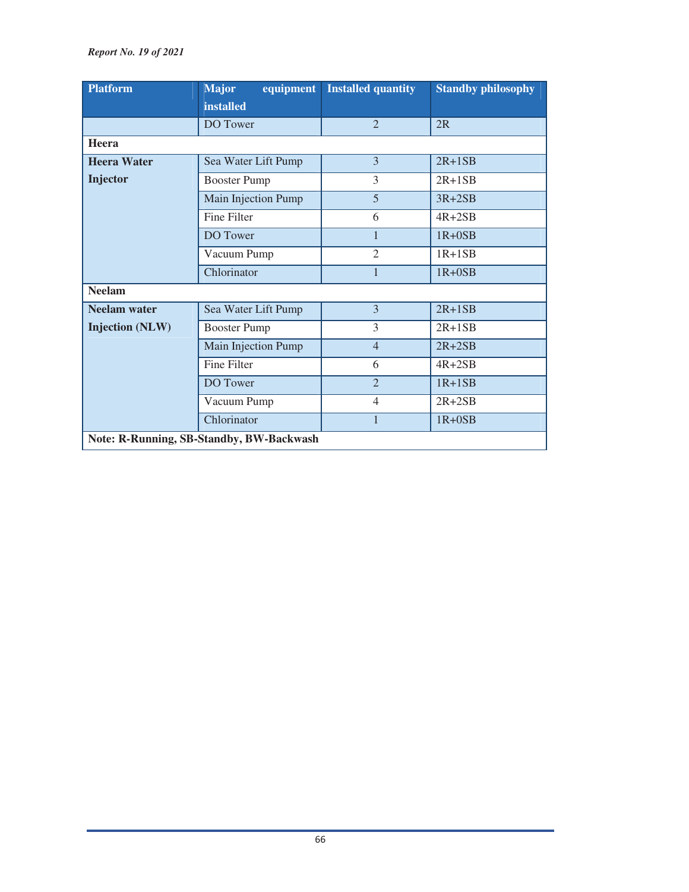| Platform | Major equipment installed | Installed quantity | Standby philosophy |
|---|---|---|---|
| | DO Tower | 2 | 2R |
| **Heera** | | | |
| **Heera Water Injector** | Sea Water Lift Pump | 3 | 2R+1SB |
| | Booster Pump | 3 | 2R+1SB |
| | Main Injection Pump | 5 | 3R+2SB |
| | Fine Filter | 6 | 4R+2SB |
| | DO Tower | 1 | 1R+0SB |
| | Vacuum Pump | 2 | 1R+1SB |
| | Chlorinator | 1 | 1R+0SB |
| **Neelam** | | | |
| **Neelam water Injection (NLW)** | Sea Water Lift Pump | 3 | 2R+1SB |
| | Booster Pump | 3 | 2R+1SB |
| | Main Injection Pump | 4 | 2R+2SB |
| | Fine Filter | 6 | 4R+2SB |
| | DO Tower | 2 | 1R+1SB |
| | Vacuum Pump | 4 | 2R+2SB |
| | Chlorinator | 1 | 1R+0SB |

**Note: R-Running, SB-Standby, BW-Backwash**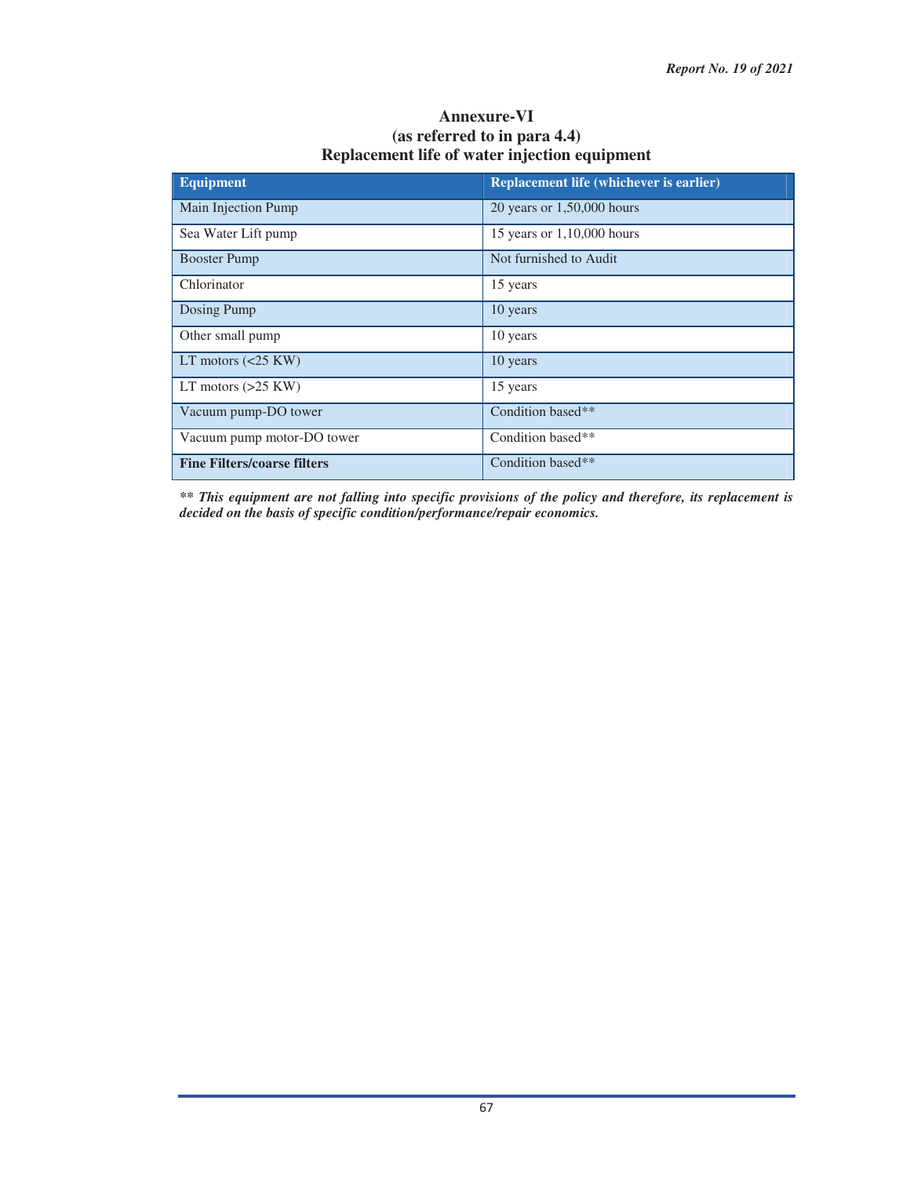# Annexure-VI
## (as referred to in para 4.4)
## Replacement life of water injection equipment

| Equipment | Replacement life (whichever is earlier) |
|---|---|
| Main Injection Pump | 20 years or 1,50,000 hours |
| Sea Water Lift pump | 15 years or 1,10,000 hours |
| Booster Pump | Not furnished to Audit |
| Chlorinator | 15 years |
| Dosing Pump | 10 years |
| Other small pump | 10 years |
| LT motors (<25 KW) | 10 years |
| LT motors (>25 KW) | 15 years |
| Vacuum pump-DO tower | Condition based** |
| Vacuum pump motor-DO tower | Condition based** |
| **Fine Filters/coarse filters** | Condition based** |

***\*\* This equipment are not falling into specific provisions of the policy and therefore, its replacement is decided on the basis of specific condition/performance/repair economics.***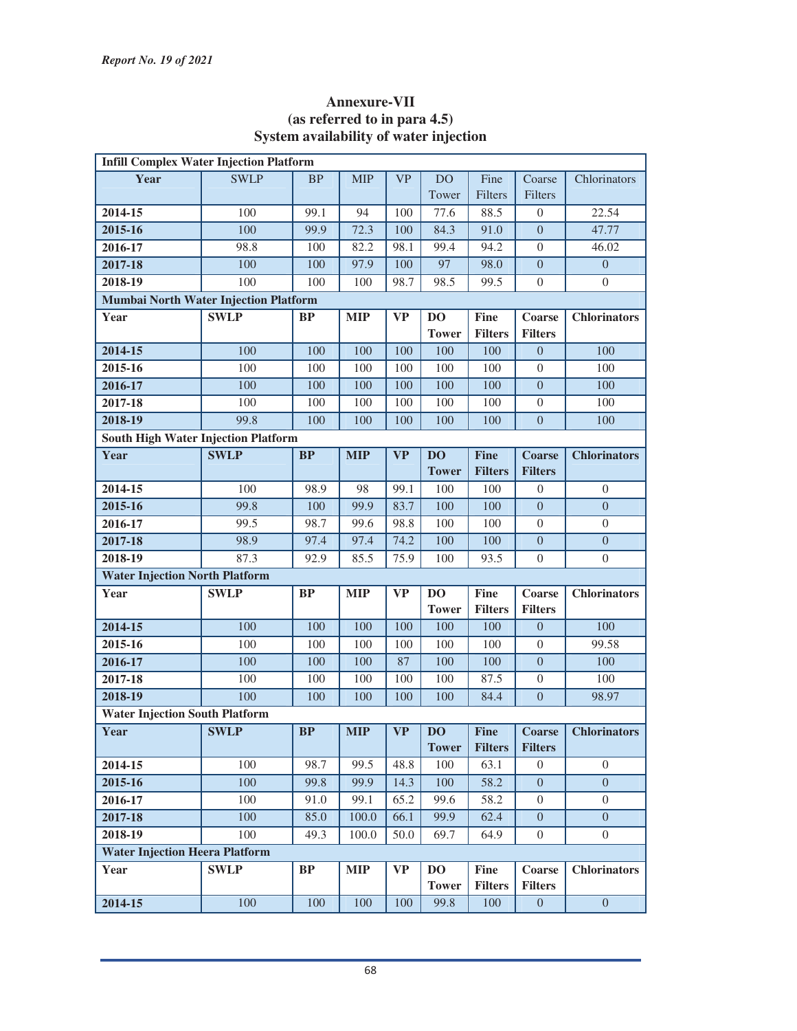# Annexure-VII
## (as referred to in para 4.5)
## System availability of water injection

| Infill Complex Water Injection Platform | | | | | | | | |
|---|---|---|---|---|---|---|---|---|
| **Year** | SWLP | BP | MIP | VP | DO Tower | Fine Filters | Coarse Filters | Chlorinators |
| **2014-15** | 100 | 99.1 | 94 | 100 | 77.6 | 88.5 | 0 | 22.54 |
| **2015-16** | 100 | 99.9 | 72.3 | 100 | 84.3 | 91.0 | 0 | 47.77 |
| **2016-17** | 98.8 | 100 | 82.2 | 98.1 | 99.4 | 94.2 | 0 | 46.02 |
| **2017-18** | 100 | 100 | 97.9 | 100 | 97 | 98.0 | 0 | 0 |
| **2018-19** | 100 | 100 | 100 | 98.7 | 98.5 | 99.5 | 0 | 0 |
| **Mumbai North Water Injection Platform** | | | | | | | | |
| **Year** | **SWLP** | **BP** | **MIP** | **VP** | **DO Tower** | **Fine Filters** | **Coarse Filters** | **Chlorinators** |
| **2014-15** | 100 | 100 | 100 | 100 | 100 | 100 | 0 | 100 |
| **2015-16** | 100 | 100 | 100 | 100 | 100 | 100 | 0 | 100 |
| **2016-17** | 100 | 100 | 100 | 100 | 100 | 100 | 0 | 100 |
| **2017-18** | 100 | 100 | 100 | 100 | 100 | 100 | 0 | 100 |
| **2018-19** | 99.8 | 100 | 100 | 100 | 100 | 100 | 0 | 100 |
| **South High Water Injection Platform** | | | | | | | | |
| **Year** | **SWLP** | **BP** | **MIP** | **VP** | **DO Tower** | **Fine Filters** | **Coarse Filters** | **Chlorinators** |
| **2014-15** | 100 | 98.9 | 98 | 99.1 | 100 | 100 | 0 | 0 |
| **2015-16** | 99.8 | 100 | 99.9 | 83.7 | 100 | 100 | 0 | 0 |
| **2016-17** | 99.5 | 98.7 | 99.6 | 98.8 | 100 | 100 | 0 | 0 |
| **2017-18** | 98.9 | 97.4 | 97.4 | 74.2 | 100 | 100 | 0 | 0 |
| **2018-19** | 87.3 | 92.9 | 85.5 | 75.9 | 100 | 93.5 | 0 | 0 |
| **Water Injection North Platform** | | | | | | | | |
| **Year** | **SWLP** | **BP** | **MIP** | **VP** | **DO Tower** | **Fine Filters** | **Coarse Filters** | **Chlorinators** |
| **2014-15** | 100 | 100 | 100 | 100 | 100 | 100 | 0 | 100 |
| **2015-16** | 100 | 100 | 100 | 100 | 100 | 100 | 0 | 99.58 |
| **2016-17** | 100 | 100 | 100 | 87 | 100 | 100 | 0 | 100 |
| **2017-18** | 100 | 100 | 100 | 100 | 100 | 87.5 | 0 | 100 |
| **2018-19** | 100 | 100 | 100 | 100 | 100 | 84.4 | 0 | 98.97 |
| **Water Injection South Platform** | | | | | | | | |
| **Year** | **SWLP** | **BP** | **MIP** | **VP** | **DO Tower** | **Fine Filters** | **Coarse Filters** | **Chlorinators** |
| **2014-15** | 100 | 98.7 | 99.5 | 48.8 | 100 | 63.1 | 0 | 0 |
| **2015-16** | 100 | 99.8 | 99.9 | 14.3 | 100 | 58.2 | 0 | 0 |
| **2016-17** | 100 | 91.0 | 99.1 | 65.2 | 99.6 | 58.2 | 0 | 0 |
| **2017-18** | 100 | 85.0 | 100.0 | 66.1 | 99.9 | 62.4 | 0 | 0 |
| **2018-19** | 100 | 49.3 | 100.0 | 50.0 | 69.7 | 64.9 | 0 | 0 |
| **Water Injection Heera Platform** | | | | | | | | |
| **Year** | **SWLP** | **BP** | **MIP** | **VP** | **DO Tower** | **Fine Filters** | **Coarse Filters** | **Chlorinators** |
| **2014-15** | 100 | 100 | 100 | 100 | 99.8 | 100 | 0 | 0 |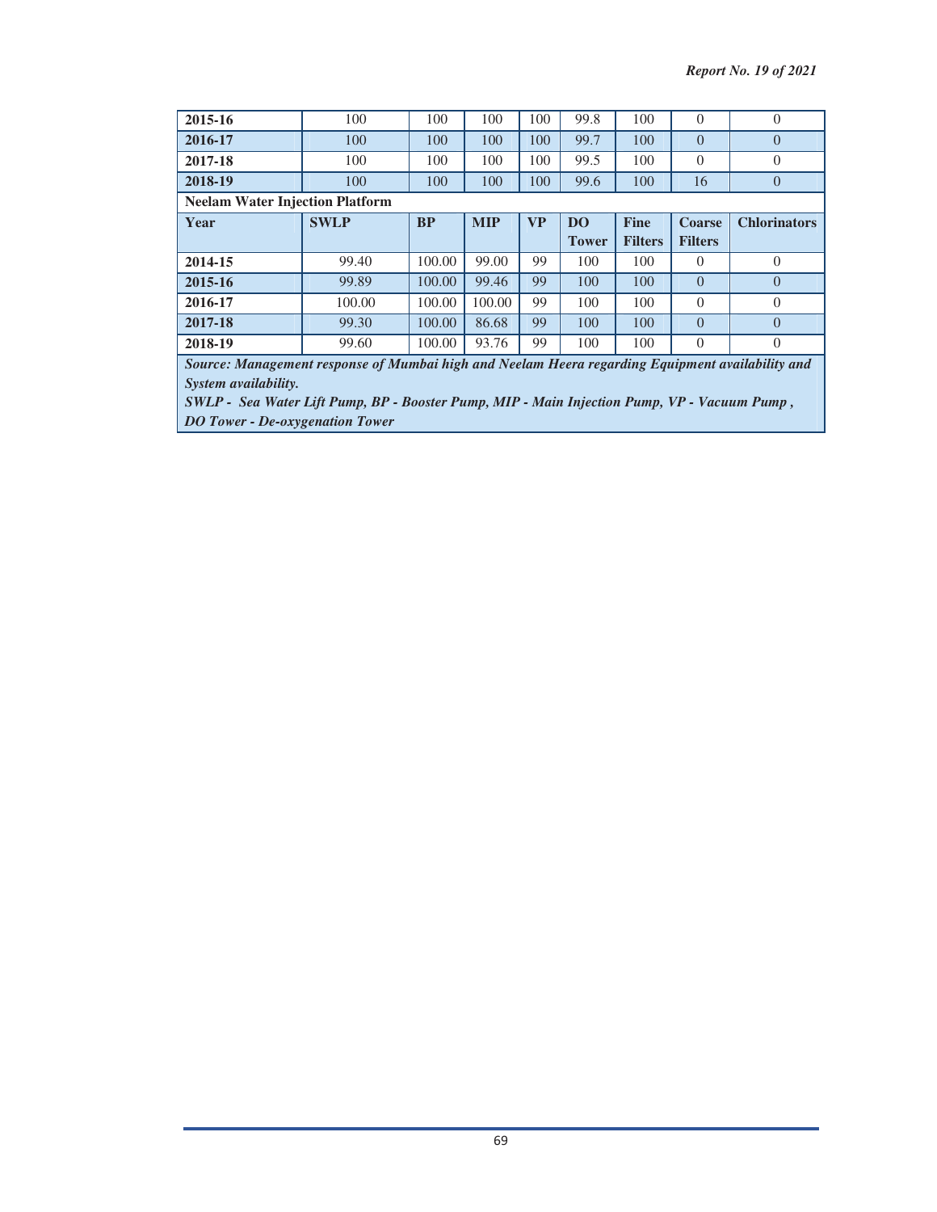| | | | | | | | | |
|---|---|---|---|---|---|---|---|---|
| **2015-16** | 100 | 100 | 100 | 100 | 99.8 | 100 | 0 | 0 |
| **2016-17** | 100 | 100 | 100 | 100 | 99.7 | 100 | 0 | 0 |
| **2017-18** | 100 | 100 | 100 | 100 | 99.5 | 100 | 0 | 0 |
| **2018-19** | 100 | 100 | 100 | 100 | 99.6 | 100 | 16 | 0 |
| **Neelam Water Injection Platform** | | | | | | | | |
| **Year** | **SWLP** | **BP** | **MIP** | **VP** | **DO Tower** | **Fine Filters** | **Coarse Filters** | **Chlorinators** |
| **2014-15** | 99.40 | 100.00 | 99.00 | 99 | 100 | 100 | 0 | 0 |
| **2015-16** | 99.89 | 100.00 | 99.46 | 99 | 100 | 100 | 0 | 0 |
| **2016-17** | 100.00 | 100.00 | 100.00 | 99 | 100 | 100 | 0 | 0 |
| **2017-18** | 99.30 | 100.00 | 86.68 | 99 | 100 | 100 | 0 | 0 |
| **2018-19** | 99.60 | 100.00 | 93.76 | 99 | 100 | 100 | 0 | 0 |

***Source: Management response of Mumbai high and Neelam Heera regarding Equipment availability and System availability.***

***SWLP - Sea Water Lift Pump, BP - Booster Pump, MIP - Main Injection Pump, VP - Vacuum Pump , DO Tower - De-oxygenation Tower***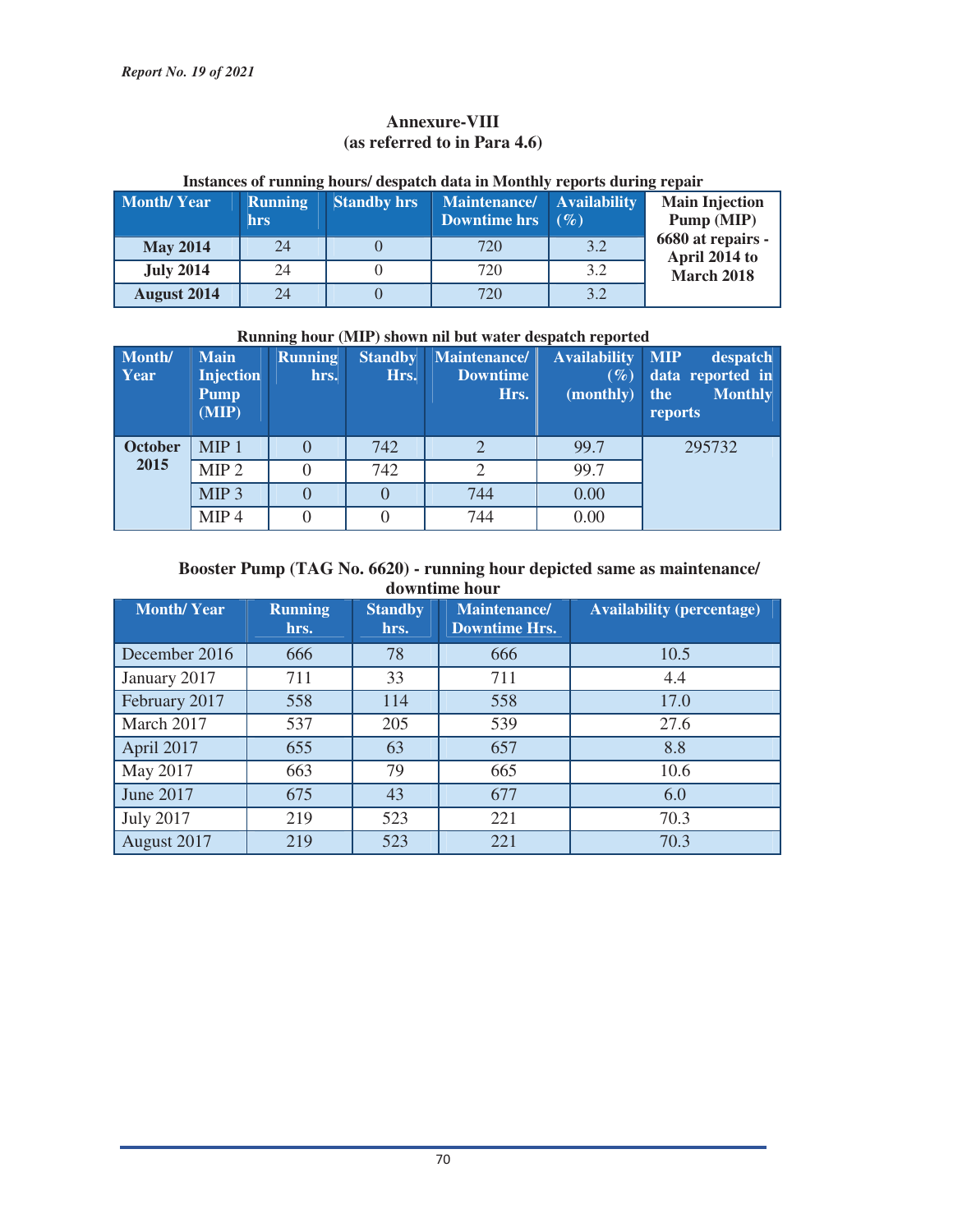# Annexure-VIII
## (as referred to in Para 4.6)

**Instances of running hours/ despatch data in Monthly reports during repair**

| Month/ Year | Running hrs | Standby hrs | Maintenance/ Downtime hrs | Availability (%) | Main Injection Pump (MIP) 6680 at repairs - April 2014 to March 2018 |
|---|---|---|---|---|---|
| **May 2014** | 24 | 0 | 720 | 3.2 | |
| **July 2014** | 24 | 0 | 720 | 3.2 | |
| **August 2014** | 24 | 0 | 720 | 3.2 | |

**Running hour (MIP) shown nil but water despatch reported**

| Month/ Year | Main Injection Pump (MIP) | Running hrs. | Standby Hrs. | Maintenance/ Downtime Hrs. | Availability (%) (monthly) | MIP despatch data reported in the Monthly reports |
|---|---|---|---|---|---|---|
| **October 2015** | MIP 1 | 0 | 742 | 2 | 99.7 | 295732 |
| | MIP 2 | 0 | 742 | 2 | 99.7 | |
| | MIP 3 | 0 | 0 | 744 | 0.00 | |
| | MIP 4 | 0 | 0 | 744 | 0.00 | |

**Booster Pump (TAG No. 6620) - running hour depicted same as maintenance/ downtime hour**

| Month/ Year | Running hrs. | Standby hrs. | Maintenance/ Downtime Hrs. | Availability (percentage) |
|---|---|---|---|---|
| December 2016 | 666 | 78 | 666 | 10.5 |
| January 2017 | 711 | 33 | 711 | 4.4 |
| February 2017 | 558 | 114 | 558 | 17.0 |
| March 2017 | 537 | 205 | 539 | 27.6 |
| April 2017 | 655 | 63 | 657 | 8.8 |
| May 2017 | 663 | 79 | 665 | 10.6 |
| June 2017 | 675 | 43 | 677 | 6.0 |
| July 2017 | 219 | 523 | 221 | 70.3 |
| August 2017 | 219 | 523 | 221 | 70.3 |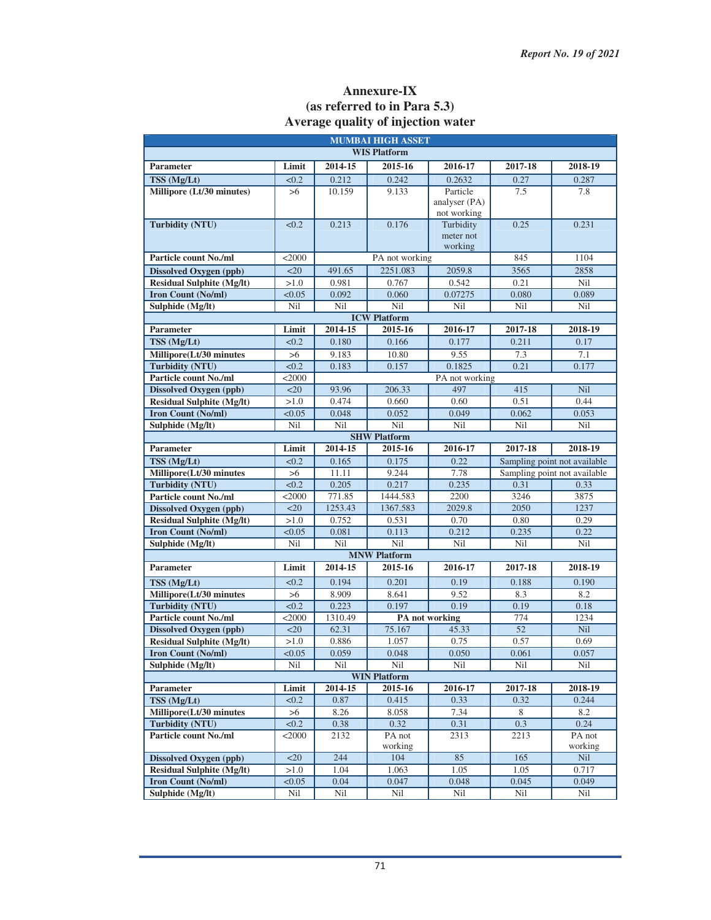## Annexure-IX
## (as referred to in Para 5.3)
## Average quality of injection water

| MUMBAI HIGH ASSET | | | | | | |
|---|---|---|---|---|---|---|
| **WIS Platform** | | | | | | |
| **Parameter** | **Limit** | **2014-15** | **2015-16** | **2016-17** | **2017-18** | **2018-19** |
| **TSS (Mg/Lt)** | <0.2 | 0.212 | 0.242 | 0.2632 | 0.27 | 0.287 |
| **Millipore (Lt/30 minutes)** | >6 | 10.159 | 9.133 | Particle analyser (PA) not working | 7.5 | 7.8 |
| **Turbidity (NTU)** | <0.2 | 0.213 | 0.176 | Turbidity meter not working | 0.25 | 0.231 |
| **Particle count No./ml** | <2000 | PA not working | | | 845 | 1104 |
| **Dissolved Oxygen (ppb)** | <20 | 491.65 | 2251.083 | 2059.8 | 3565 | 2858 |
| **Residual Sulphite (Mg/lt)** | >1.0 | 0.981 | 0.767 | 0.542 | 0.21 | Nil |
| **Iron Count (No/ml)** | <0.05 | 0.092 | 0.060 | 0.07275 | 0.080 | 0.089 |
| **Sulphide (Mg/lt)** | Nil | Nil | Nil | Nil | Nil | Nil |
| **ICW Platform** | | | | | | |
| **Parameter** | **Limit** | **2014-15** | **2015-16** | **2016-17** | **2017-18** | **2018-19** |
| **TSS (Mg/Lt)** | <0.2 | 0.180 | 0.166 | 0.177 | 0.211 | 0.17 |
| **Millipore(Lt/30 minutes** | >6 | 9.183 | 10.80 | 9.55 | 7.3 | 7.1 |
| **Turbidity (NTU)** | <0.2 | 0.183 | 0.157 | 0.1825 | 0.21 | 0.177 |
| **Particle count No./ml** | <2000 | PA not working | | | | |
| **Dissolved Oxygen (ppb)** | <20 | 93.96 | 206.33 | 497 | 415 | Nil |
| **Residual Sulphite (Mg/lt)** | >1.0 | 0.474 | 0.660 | 0.60 | 0.51 | 0.44 |
| **Iron Count (No/ml)** | <0.05 | 0.048 | 0.052 | 0.049 | 0.062 | 0.053 |
| **Sulphide (Mg/lt)** | Nil | Nil | Nil | Nil | Nil | Nil |
| **SHW Platform** | | | | | | |
| **Parameter** | **Limit** | **2014-15** | **2015-16** | **2016-17** | **2017-18** | **2018-19** |
| **TSS (Mg/Lt)** | <0.2 | 0.165 | 0.175 | 0.22 | Sampling point not available | |
| **Millipore(Lt/30 minutes** | >6 | 11.11 | 9.244 | 7.78 | Sampling point not available | |
| **Turbidity (NTU)** | <0.2 | 0.205 | 0.217 | 0.235 | 0.31 | 0.33 |
| **Particle count No./ml** | <2000 | 771.85 | 1444.583 | 2200 | 3246 | 3875 |
| **Dissolved Oxygen (ppb)** | <20 | 1253.43 | 1367.583 | 2029.8 | 2050 | 1237 |
| **Residual Sulphite (Mg/lt)** | >1.0 | 0.752 | 0.531 | 0.70 | 0.80 | 0.29 |
| **Iron Count (No/ml)** | <0.05 | 0.081 | 0.113 | 0.212 | 0.235 | 0.22 |
| **Sulphide (Mg/lt)** | Nil | Nil | Nil | Nil | Nil | Nil |
| **MNW Platform** | | | | | | |
| **Parameter** | **Limit** | **2014-15** | **2015-16** | **2016-17** | **2017-18** | **2018-19** |
| **TSS (Mg/Lt)** | <0.2 | 0.194 | 0.201 | 0.19 | 0.188 | 0.190 |
| **Millipore(Lt/30 minutes** | >6 | 8.909 | 8.641 | 9.52 | 8.3 | 8.2 |
| **Turbidity (NTU)** | <0.2 | 0.223 | 0.197 | 0.19 | 0.19 | 0.18 |
| **Particle count No./ml** | <2000 | 1310.49 | **PA not working** | | 774 | 1234 |
| **Dissolved Oxygen (ppb)** | <20 | 62.31 | 75.167 | 45.33 | 52 | Nil |
| **Residual Sulphite (Mg/lt)** | >1.0 | 0.886 | 1.057 | 0.75 | 0.57 | 0.69 |
| **Iron Count (No/ml)** | <0.05 | 0.059 | 0.048 | 0.050 | 0.061 | 0.057 |
| **Sulphide (Mg/lt)** | Nil | Nil | Nil | Nil | Nil | Nil |
| **WIN Platform** | | | | | | |
| **Parameter** | **Limit** | **2014-15** | **2015-16** | **2016-17** | **2017-18** | **2018-19** |
| **TSS (Mg/Lt)** | <0.2 | 0.87 | 0.415 | 0.33 | 0.32 | 0.244 |
| **Millipore(Lt/30 minutes** | >6 | 8.26 | 8.058 | 7.34 | 8 | 8.2 |
| **Turbidity (NTU)** | <0.2 | 0.38 | 0.32 | 0.31 | 0.3 | 0.24 |
| **Particle count No./ml** | <2000 | 2132 | PA not working | 2313 | 2213 | PA not working |
| **Dissolved Oxygen (ppb)** | <20 | 244 | 104 | 85 | 165 | Nil |
| **Residual Sulphite (Mg/lt)** | >1.0 | 1.04 | 1.063 | 1.05 | 1.05 | 0.717 |
| **Iron Count (No/ml)** | <0.05 | 0.04 | 0.047 | 0.048 | 0.045 | 0.049 |
| **Sulphide (Mg/lt)** | Nil | Nil | Nil | Nil | Nil | Nil |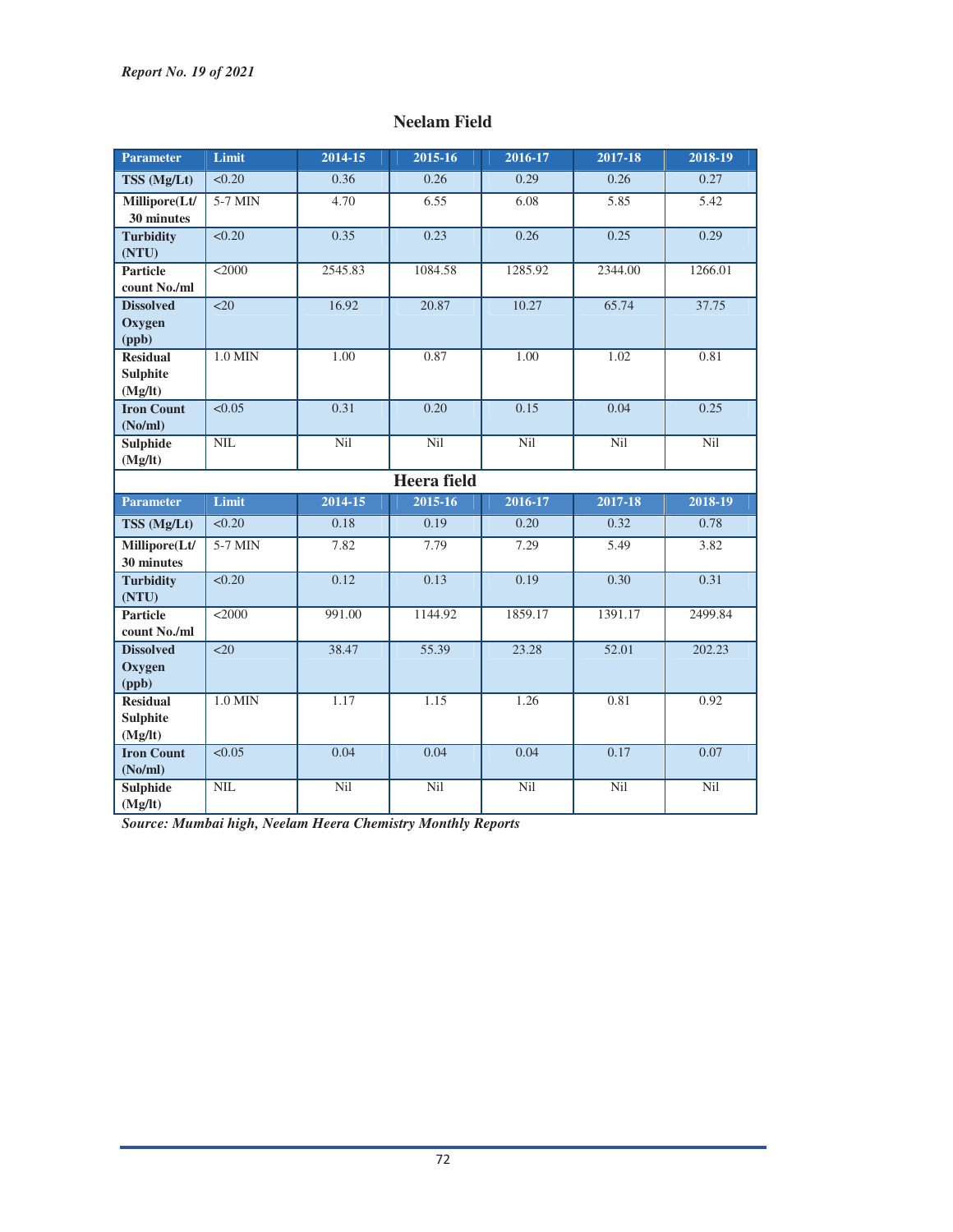## Neelam Field

| Parameter | Limit | 2014-15 | 2015-16 | 2016-17 | 2017-18 | 2018-19 |
|---|---|---|---|---|---|---|
| **TSS (Mg/Lt)** | <0.20 | 0.36 | 0.26 | 0.29 | 0.26 | 0.27 |
| **Millipore(Lt/ 30 minutes** | 5-7 MIN | 4.70 | 6.55 | 6.08 | 5.85 | 5.42 |
| **Turbidity (NTU)** | <0.20 | 0.35 | 0.23 | 0.26 | 0.25 | 0.29 |
| **Particle count No./ml** | <2000 | 2545.83 | 1084.58 | 1285.92 | 2344.00 | 1266.01 |
| **Dissolved Oxygen (ppb)** | <20 | 16.92 | 20.87 | 10.27 | 65.74 | 37.75 |
| **Residual Sulphite (Mg/lt)** | 1.0 MIN | 1.00 | 0.87 | 1.00 | 1.02 | 0.81 |
| **Iron Count (No/ml)** | <0.05 | 0.31 | 0.20 | 0.15 | 0.04 | 0.25 |
| **Sulphide (Mg/lt)** | NIL | Nil | Nil | Nil | Nil | Nil |

## Heera field

| Parameter | Limit | 2014-15 | 2015-16 | 2016-17 | 2017-18 | 2018-19 |
|---|---|---|---|---|---|---|
| **TSS (Mg/Lt)** | <0.20 | 0.18 | 0.19 | 0.20 | 0.32 | 0.78 |
| **Millipore(Lt/ 30 minutes** | 5-7 MIN | 7.82 | 7.79 | 7.29 | 5.49 | 3.82 |
| **Turbidity (NTU)** | <0.20 | 0.12 | 0.13 | 0.19 | 0.30 | 0.31 |
| **Particle count No./ml** | <2000 | 991.00 | 1144.92 | 1859.17 | 1391.17 | 2499.84 |
| **Dissolved Oxygen (ppb)** | <20 | 38.47 | 55.39 | 23.28 | 52.01 | 202.23 |
| **Residual Sulphite (Mg/lt)** | 1.0 MIN | 1.17 | 1.15 | 1.26 | 0.81 | 0.92 |
| **Iron Count (No/ml)** | <0.05 | 0.04 | 0.04 | 0.04 | 0.17 | 0.07 |
| **Sulphide (Mg/lt)** | NIL | Nil | Nil | Nil | Nil | Nil |

***Source: Mumbai high, Neelam Heera Chemistry Monthly Reports***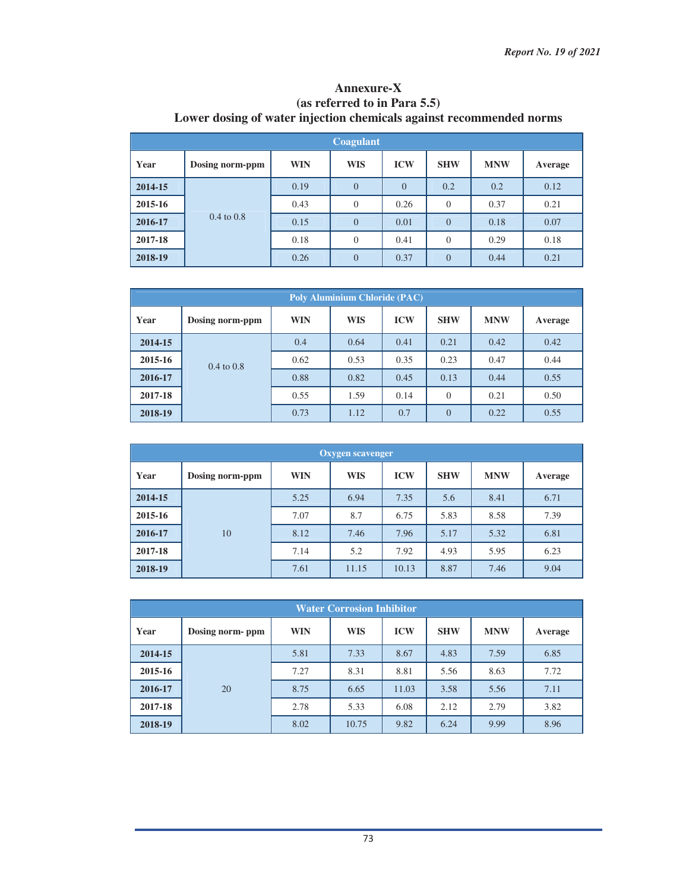## Annexure-X
### (as referred to in Para 5.5)
### Lower dosing of water injection chemicals against recommended norms

| Coagulant | | | | | | | |
|---|---|---|---|---|---|---|---|
| **Year** | **Dosing norm-ppm** | **WIN** | **WIS** | **ICW** | **SHW** | **MNW** | **Average** |
| **2014-15** | 0.4 to 0.8 | 0.19 | 0 | 0 | 0.2 | 0.2 | 0.12 |
| **2015-16** | | 0.43 | 0 | 0.26 | 0 | 0.37 | 0.21 |
| **2016-17** | | 0.15 | 0 | 0.01 | 0 | 0.18 | 0.07 |
| **2017-18** | | 0.18 | 0 | 0.41 | 0 | 0.29 | 0.18 |
| **2018-19** | | 0.26 | 0 | 0.37 | 0 | 0.44 | 0.21 |

| Poly Aluminium Chloride (PAC) | | | | | | | |
|---|---|---|---|---|---|---|---|
| **Year** | **Dosing norm-ppm** | **WIN** | **WIS** | **ICW** | **SHW** | **MNW** | **Average** |
| **2014-15** | 0.4 to 0.8 | 0.4 | 0.64 | 0.41 | 0.21 | 0.42 | 0.42 |
| **2015-16** | | 0.62 | 0.53 | 0.35 | 0.23 | 0.47 | 0.44 |
| **2016-17** | | 0.88 | 0.82 | 0.45 | 0.13 | 0.44 | 0.55 |
| **2017-18** | | 0.55 | 1.59 | 0.14 | 0 | 0.21 | 0.50 |
| **2018-19** | | 0.73 | 1.12 | 0.7 | 0 | 0.22 | 0.55 |

| Oxygen scavenger | | | | | | | |
|---|---|---|---|---|---|---|---|
| **Year** | **Dosing norm-ppm** | **WIN** | **WIS** | **ICW** | **SHW** | **MNW** | **Average** |
| **2014-15** | 10 | 5.25 | 6.94 | 7.35 | 5.6 | 8.41 | 6.71 |
| **2015-16** | | 7.07 | 8.7 | 6.75 | 5.83 | 8.58 | 7.39 |
| **2016-17** | | 8.12 | 7.46 | 7.96 | 5.17 | 5.32 | 6.81 |
| **2017-18** | | 7.14 | 5.2 | 7.92 | 4.93 | 5.95 | 6.23 |
| **2018-19** | | 7.61 | 11.15 | 10.13 | 8.87 | 7.46 | 9.04 |

| Water Corrosion Inhibitor | | | | | | | |
|---|---|---|---|---|---|---|---|
| **Year** | **Dosing norm- ppm** | **WIN** | **WIS** | **ICW** | **SHW** | **MNW** | **Average** |
| **2014-15** | 20 | 5.81 | 7.33 | 8.67 | 4.83 | 7.59 | 6.85 |
| **2015-16** | | 7.27 | 8.31 | 8.81 | 5.56 | 8.63 | 7.72 |
| **2016-17** | | 8.75 | 6.65 | 11.03 | 3.58 | 5.56 | 7.11 |
| **2017-18** | | 2.78 | 5.33 | 6.08 | 2.12 | 2.79 | 3.82 |
| **2018-19** | | 8.02 | 10.75 | 9.82 | 6.24 | 9.99 | 8.96 |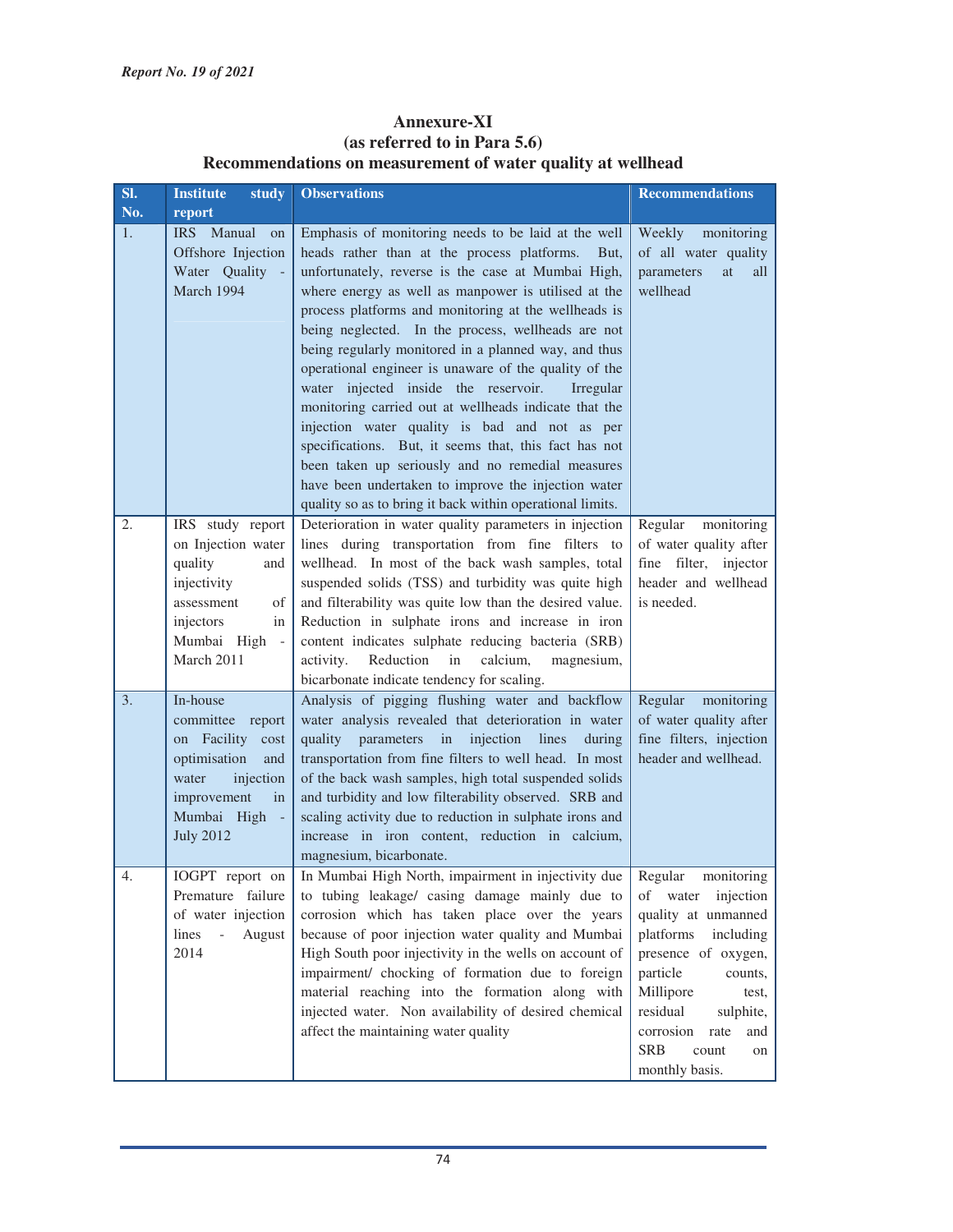## Annexure-XI
### (as referred to in Para 5.6)
### Recommendations on measurement of water quality at wellhead

| Sl. No. | Institute study report | Observations | Recommendations |
|---|---|---|---|
| 1. | IRS Manual on Offshore Injection Water Quality - March 1994 | Emphasis of monitoring needs to be laid at the well heads rather than at the process platforms. But, unfortunately, reverse is the case at Mumbai High, where energy as well as manpower is utilised at the process platforms and monitoring at the wellheads is being neglected. In the process, wellheads are not being regularly monitored in a planned way, and thus operational engineer is unaware of the quality of the water injected inside the reservoir. Irregular monitoring carried out at wellheads indicate that the injection water quality is bad and not as per specifications. But, it seems that, this fact has not been taken up seriously and no remedial measures have been undertaken to improve the injection water quality so as to bring it back within operational limits. | Weekly monitoring of all water quality parameters at all wellhead |
| 2. | IRS study report on Injection water quality and injectivity assessment of injectors in Mumbai High - March 2011 | Deterioration in water quality parameters in injection lines during transportation from fine filters to wellhead. In most of the back wash samples, total suspended solids (TSS) and turbidity was quite high and filterability was quite low than the desired value. Reduction in sulphate irons and increase in iron content indicates sulphate reducing bacteria (SRB) activity. Reduction in calcium, magnesium, bicarbonate indicate tendency for scaling. | Regular monitoring of water quality after fine filter, injector header and wellhead is needed. |
| 3. | In-house committee report on Facility cost optimisation and water injection improvement in Mumbai High - July 2012 | Analysis of pigging flushing water and backflow water analysis revealed that deterioration in water quality parameters in injection lines during transportation from fine filters to well head. In most of the back wash samples, high total suspended solids and turbidity and low filterability observed. SRB and scaling activity due to reduction in sulphate irons and increase in iron content, reduction in calcium, magnesium, bicarbonate. | Regular monitoring of water quality after fine filters, injection header and wellhead. |
| 4. | IOGPT report on Premature failure of water injection lines - August 2014 | In Mumbai High North, impairment in injectivity due to tubing leakage/ casing damage mainly due to corrosion which has taken place over the years because of poor injection water quality and Mumbai High South poor injectivity in the wells on account of impairment/ chocking of formation due to foreign material reaching into the formation along with injected water. Non availability of desired chemical affect the maintaining water quality | Regular monitoring of water injection quality at unmanned platforms including presence of oxygen, particle counts, Millipore test, residual sulphite, corrosion rate and SRB count on monthly basis. |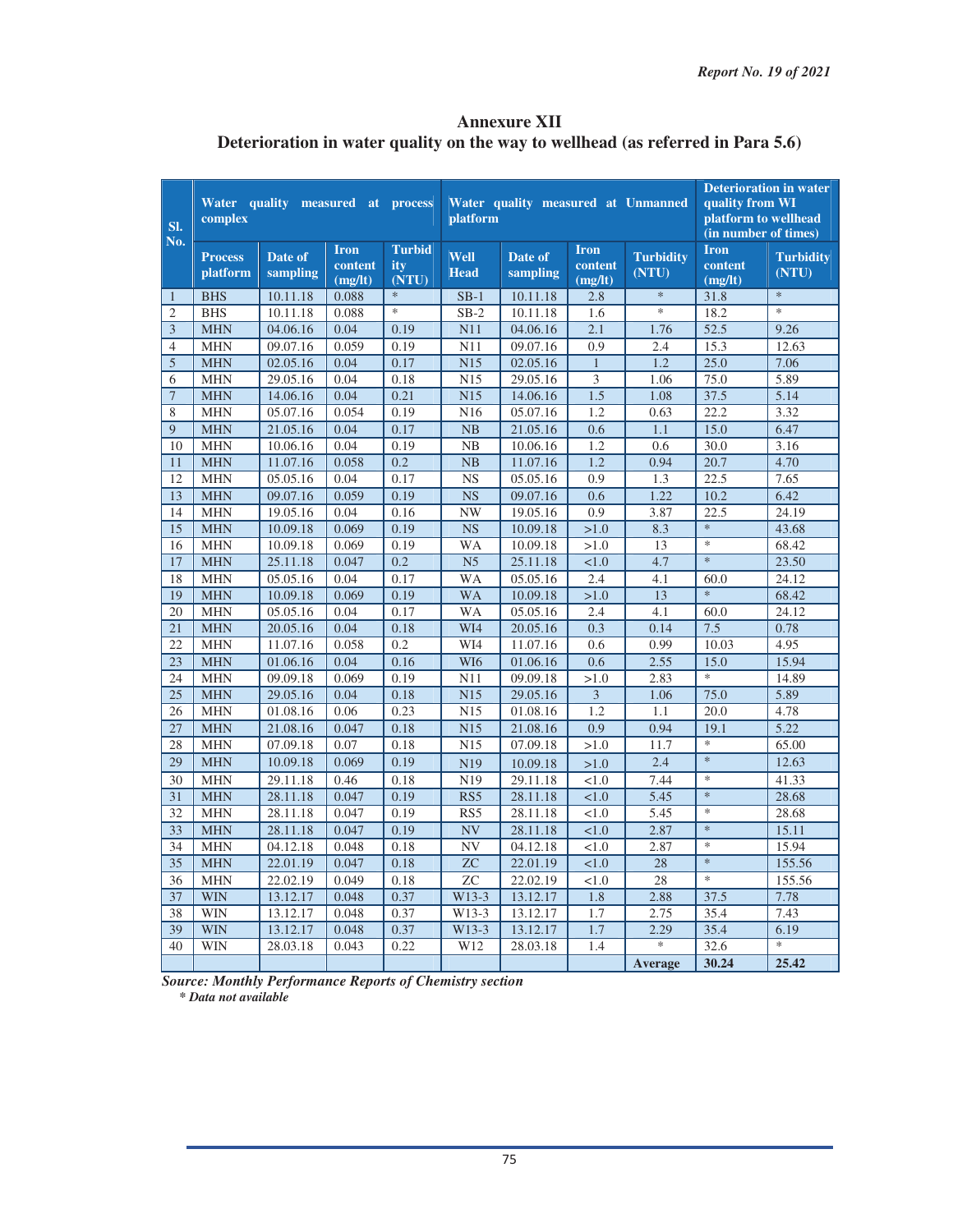# Annexure XII

## Deterioration in water quality on the way to wellhead (as referred in Para 5.6)

| Sl. No. | Water quality measured at process complex | | | | Water quality measured at Unmanned platform | | | | Deterioration in water quality from WI platform to wellhead (in number of times) | |
|---|---|---|---|---|---|---|---|---|---|---|
| | Process platform | Date of sampling | Iron content (mg/lt) | Turbidity (NTU) | Well Head | Date of sampling | Iron content (mg/lt) | Turbidity (NTU) | Iron content (mg/lt) | Turbidity (NTU) |
| 1 | BHS | 10.11.18 | 0.088 | * | SB-1 | 10.11.18 | 2.8 | * | 31.8 | * |
| 2 | BHS | 10.11.18 | 0.088 | * | SB-2 | 10.11.18 | 1.6 | * | 18.2 | * |
| 3 | MHN | 04.06.16 | 0.04 | 0.19 | N11 | 04.06.16 | 2.1 | 1.76 | 52.5 | 9.26 |
| 4 | MHN | 09.07.16 | 0.059 | 0.19 | N11 | 09.07.16 | 0.9 | 2.4 | 15.3 | 12.63 |
| 5 | MHN | 02.05.16 | 0.04 | 0.17 | N15 | 02.05.16 | 1 | 1.2 | 25.0 | 7.06 |
| 6 | MHN | 29.05.16 | 0.04 | 0.18 | N15 | 29.05.16 | 3 | 1.06 | 75.0 | 5.89 |
| 7 | MHN | 14.06.16 | 0.04 | 0.21 | N15 | 14.06.16 | 1.5 | 1.08 | 37.5 | 5.14 |
| 8 | MHN | 05.07.16 | 0.054 | 0.19 | N16 | 05.07.16 | 1.2 | 0.63 | 22.2 | 3.32 |
| 9 | MHN | 21.05.16 | 0.04 | 0.17 | NB | 21.05.16 | 0.6 | 1.1 | 15.0 | 6.47 |
| 10 | MHN | 10.06.16 | 0.04 | 0.19 | NB | 10.06.16 | 1.2 | 0.6 | 30.0 | 3.16 |
| 11 | MHN | 11.07.16 | 0.058 | 0.2 | NB | 11.07.16 | 1.2 | 0.94 | 20.7 | 4.70 |
| 12 | MHN | 05.05.16 | 0.04 | 0.17 | NS | 05.05.16 | 0.9 | 1.3 | 22.5 | 7.65 |
| 13 | MHN | 09.07.16 | 0.059 | 0.19 | NS | 09.07.16 | 0.6 | 1.22 | 10.2 | 6.42 |
| 14 | MHN | 19.05.16 | 0.04 | 0.16 | NW | 19.05.16 | 0.9 | 3.87 | 22.5 | 24.19 |
| 15 | MHN | 10.09.18 | 0.069 | 0.19 | NS | 10.09.18 | >1.0 | 8.3 | * | 43.68 |
| 16 | MHN | 10.09.18 | 0.069 | 0.19 | WA | 10.09.18 | >1.0 | 13 | * | 68.42 |
| 17 | MHN | 25.11.18 | 0.047 | 0.2 | N5 | 25.11.18 | <1.0 | 4.7 | * | 23.50 |
| 18 | MHN | 05.05.16 | 0.04 | 0.17 | WA | 05.05.16 | 2.4 | 4.1 | 60.0 | 24.12 |
| 19 | MHN | 10.09.18 | 0.069 | 0.19 | WA | 10.09.18 | >1.0 | 13 | * | 68.42 |
| 20 | MHN | 05.05.16 | 0.04 | 0.17 | WA | 05.05.16 | 2.4 | 4.1 | 60.0 | 24.12 |
| 21 | MHN | 20.05.16 | 0.04 | 0.18 | WI4 | 20.05.16 | 0.3 | 0.14 | 7.5 | 0.78 |
| 22 | MHN | 11.07.16 | 0.058 | 0.2 | WI4 | 11.07.16 | 0.6 | 0.99 | 10.03 | 4.95 |
| 23 | MHN | 01.06.16 | 0.04 | 0.16 | WI6 | 01.06.16 | 0.6 | 2.55 | 15.0 | 15.94 |
| 24 | MHN | 09.09.18 | 0.069 | 0.19 | N11 | 09.09.18 | >1.0 | 2.83 | * | 14.89 |
| 25 | MHN | 29.05.16 | 0.04 | 0.18 | N15 | 29.05.16 | 3 | 1.06 | 75.0 | 5.89 |
| 26 | MHN | 01.08.16 | 0.06 | 0.23 | N15 | 01.08.16 | 1.2 | 1.1 | 20.0 | 4.78 |
| 27 | MHN | 21.08.16 | 0.047 | 0.18 | N15 | 21.08.16 | 0.9 | 0.94 | 19.1 | 5.22 |
| 28 | MHN | 07.09.18 | 0.07 | 0.18 | N15 | 07.09.18 | >1.0 | 11.7 | * | 65.00 |
| 29 | MHN | 10.09.18 | 0.069 | 0.19 | N19 | 10.09.18 | >1.0 | 2.4 | * | 12.63 |
| 30 | MHN | 29.11.18 | 0.46 | 0.18 | N19 | 29.11.18 | <1.0 | 7.44 | * | 41.33 |
| 31 | MHN | 28.11.18 | 0.047 | 0.19 | RS5 | 28.11.18 | <1.0 | 5.45 | * | 28.68 |
| 32 | MHN | 28.11.18 | 0.047 | 0.19 | RS5 | 28.11.18 | <1.0 | 5.45 | * | 28.68 |
| 33 | MHN | 28.11.18 | 0.047 | 0.19 | NV | 28.11.18 | <1.0 | 2.87 | * | 15.11 |
| 34 | MHN | 04.12.18 | 0.048 | 0.18 | NV | 04.12.18 | <1.0 | 2.87 | * | 15.94 |
| 35 | MHN | 22.01.19 | 0.047 | 0.18 | ZC | 22.01.19 | <1.0 | 28 | * | 155.56 |
| 36 | MHN | 22.02.19 | 0.049 | 0.18 | ZC | 22.02.19 | <1.0 | 28 | * | 155.56 |
| 37 | WIN | 13.12.17 | 0.048 | 0.37 | W13-3 | 13.12.17 | 1.8 | 2.88 | 37.5 | 7.78 |
| 38 | WIN | 13.12.17 | 0.048 | 0.37 | W13-3 | 13.12.17 | 1.7 | 2.75 | 35.4 | 7.43 |
| 39 | WIN | 13.12.17 | 0.048 | 0.37 | W13-3 | 13.12.17 | 1.7 | 2.29 | 35.4 | 6.19 |
| 40 | WIN | 28.03.18 | 0.043 | 0.22 | W12 | 28.03.18 | 1.4 | * | 32.6 | * |
| | | | | | | | | **Average** | **30.24** | **25.42** |

***Source: Monthly Performance Reports of Chemistry section***

*\* Data not available*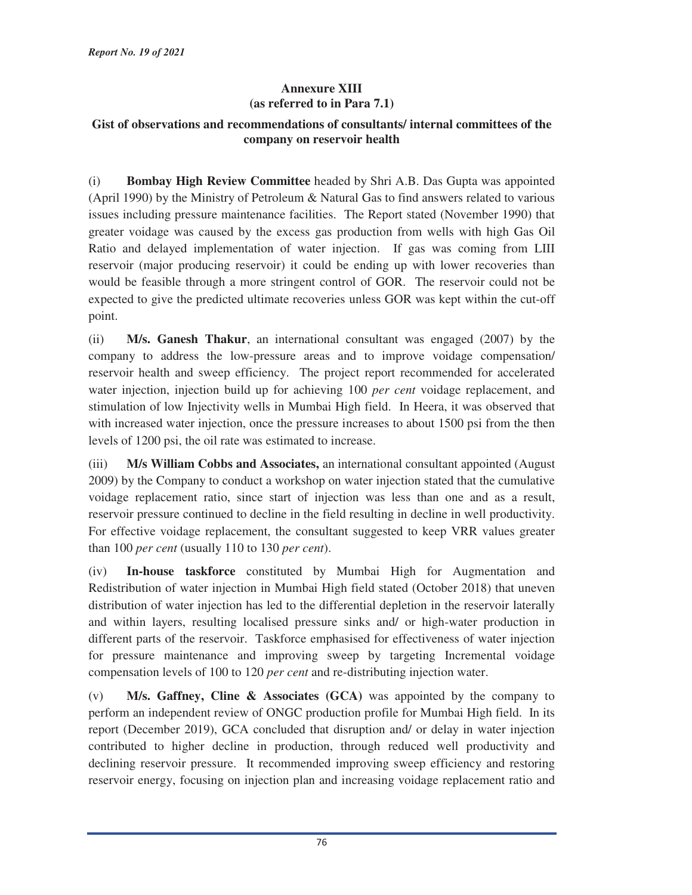## Annexure XIII
**(as referred to in Para 7.1)**

### Gist of observations and recommendations of consultants/ internal committees of the company on reservoir health

(i) **Bombay High Review Committee** headed by Shri A.B. Das Gupta was appointed (April 1990) by the Ministry of Petroleum & Natural Gas to find answers related to various issues including pressure maintenance facilities. The Report stated (November 1990) that greater voidage was caused by the excess gas production from wells with high Gas Oil Ratio and delayed implementation of water injection. If gas was coming from LIII reservoir (major producing reservoir) it could be ending up with lower recoveries than would be feasible through a more stringent control of GOR. The reservoir could not be expected to give the predicted ultimate recoveries unless GOR was kept within the cut-off point.

(ii) **M/s. Ganesh Thakur**, an international consultant was engaged (2007) by the company to address the low-pressure areas and to improve voidage compensation/ reservoir health and sweep efficiency. The project report recommended for accelerated water injection, injection build up for achieving 100 *per cent* voidage replacement, and stimulation of low Injectivity wells in Mumbai High field. In Heera, it was observed that with increased water injection, once the pressure increases to about 1500 psi from the then levels of 1200 psi, the oil rate was estimated to increase.

(iii) **M/s William Cobbs and Associates,** an international consultant appointed (August 2009) by the Company to conduct a workshop on water injection stated that the cumulative voidage replacement ratio, since start of injection was less than one and as a result, reservoir pressure continued to decline in the field resulting in decline in well productivity. For effective voidage replacement, the consultant suggested to keep VRR values greater than 100 *per cent* (usually 110 to 130 *per cent*).

(iv) **In-house taskforce** constituted by Mumbai High for Augmentation and Redistribution of water injection in Mumbai High field stated (October 2018) that uneven distribution of water injection has led to the differential depletion in the reservoir laterally and within layers, resulting localised pressure sinks and/ or high-water production in different parts of the reservoir. Taskforce emphasised for effectiveness of water injection for pressure maintenance and improving sweep by targeting Incremental voidage compensation levels of 100 to 120 *per cent* and re-distributing injection water.

(v) **M/s. Gaffney, Cline & Associates (GCA)** was appointed by the company to perform an independent review of ONGC production profile for Mumbai High field. In its report (December 2019), GCA concluded that disruption and/ or delay in water injection contributed to higher decline in production, through reduced well productivity and declining reservoir pressure. It recommended improving sweep efficiency and restoring reservoir energy, focusing on injection plan and increasing voidage replacement ratio and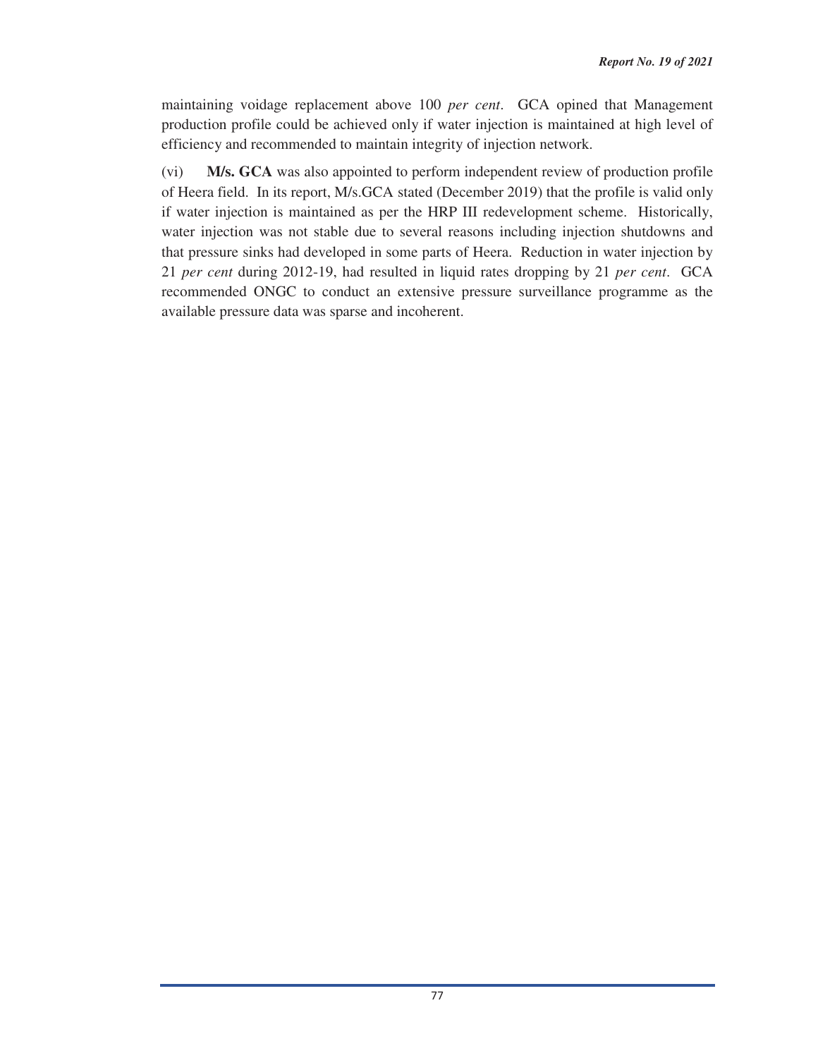maintaining voidage replacement above 100 *per cent*. GCA opined that Management production profile could be achieved only if water injection is maintained at high level of efficiency and recommended to maintain integrity of injection network.

(vi) **M/s. GCA** was also appointed to perform independent review of production profile of Heera field. In its report, M/s.GCA stated (December 2019) that the profile is valid only if water injection is maintained as per the HRP III redevelopment scheme. Historically, water injection was not stable due to several reasons including injection shutdowns and that pressure sinks had developed in some parts of Heera. Reduction in water injection by 21 *per cent* during 2012-19, had resulted in liquid rates dropping by 21 *per cent*. GCA recommended ONGC to conduct an extensive pressure surveillance programme as the available pressure data was sparse and incoherent.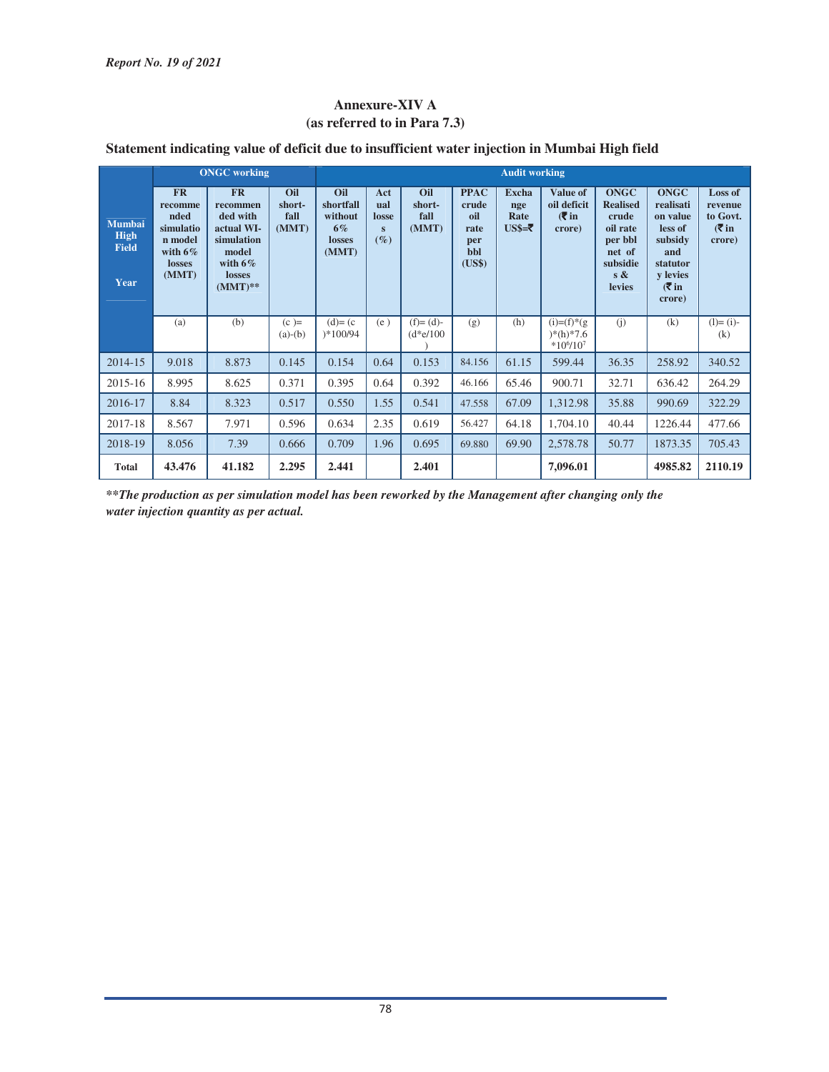## Annexure-XIV A
### (as referred to in Para 7.3)

**Statement indicating value of deficit due to insufficient water injection in Mumbai High field**

| Mumbai High Field Year | ONGC working | | | Audit working | | | | | | | | |
|---|---|---|---|---|---|---|---|---|---|---|---|---|
| | FR recommended simulation model with 6% losses (MMT) | FR recommended with actual WI-simulation model with 6% losses (MMT)** | Oil short-fall (MMT) | Oil shortfall without 6% losses (MMT) | Actual losses (%) | Oil short-fall (MMT) | PPAC crude oil rate per bbl (US$) | Exchange Rate US$=₹ | Value of oil deficit (₹ in crore) | ONGC Realised crude oil rate per bbl net of subsidies & levies | ONGC realisation value less of subsidy and statutory levies (₹ in crore) | Loss of revenue to Govt. (₹ in crore) |
| | (a) | (b) | (c )=(a)-(b) | (d)= (c )*100/94 | (e ) | (f)= (d)-(d*e/100 ) | (g) | (h) | (i)=(f)*(g )*(h)*7.6 $*10^6/10^7$ | (j) | (k) | (l)= (i)-(k) |
| 2014-15 | 9.018 | 8.873 | 0.145 | 0.154 | 0.64 | 0.153 | 84.156 | 61.15 | 599.44 | 36.35 | 258.92 | 340.52 |
| 2015-16 | 8.995 | 8.625 | 0.371 | 0.395 | 0.64 | 0.392 | 46.166 | 65.46 | 900.71 | 32.71 | 636.42 | 264.29 |
| 2016-17 | 8.84 | 8.323 | 0.517 | 0.550 | 1.55 | 0.541 | 47.558 | 67.09 | 1,312.98 | 35.88 | 990.69 | 322.29 |
| 2017-18 | 8.567 | 7.971 | 0.596 | 0.634 | 2.35 | 0.619 | 56.427 | 64.18 | 1,704.10 | 40.44 | 1226.44 | 477.66 |
| 2018-19 | 8.056 | 7.39 | 0.666 | 0.709 | 1.96 | 0.695 | 69.880 | 69.90 | 2,578.78 | 50.77 | 1873.35 | 705.43 |
| **Total** | **43.476** | **41.182** | **2.295** | **2.441** | | **2.401** | | | **7,096.01** | | **4985.82** | **2110.19** |

***\*\*The production as per simulation model has been reworked by the Management after changing only the water injection quantity as per actual.***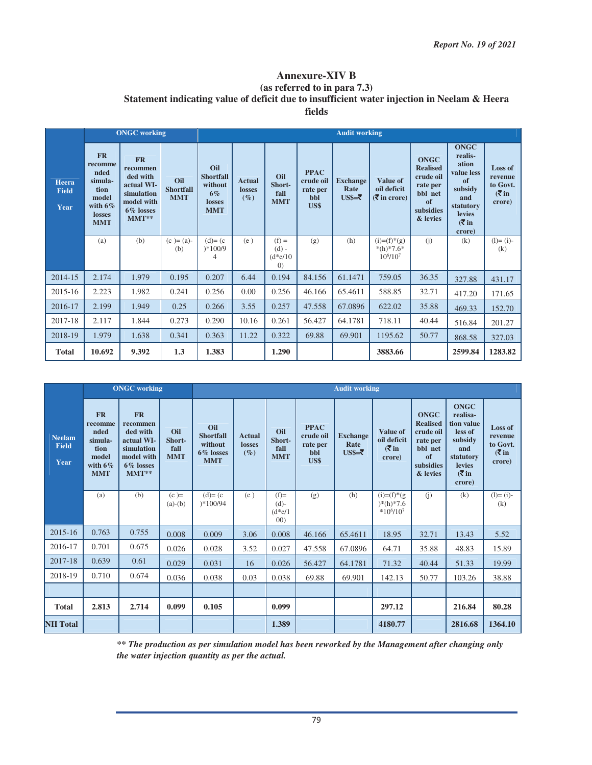# Annexure-XIV B

## (as referred to in para 7.3)

## Statement indicating value of deficit due to insufficient water injection in Neelam & Heera fields

| Heera Field Year | ONGC working | | | Audit working | | | | | | | | |
|---|---|---|---|---|---|---|---|---|---|---|---|---|
| | FR recommended simulation model with 6% losses MMT | FR recommended with actual WI-simulation model with 6% losses MMT** | Oil Shortfall MMT | Oil Shortfall without 6% losses MMT | Actual losses (%) | Oil Short-fall MMT | PPAC crude oil rate per bbl US$ | Exchange Rate US$=₹ | Value of oil deficit (₹ in crore) | ONGC Realised crude oil rate per bbl net of subsidies & levies | ONGC realisation value less of subsidy and statutory levies (₹ in crore) | Loss of revenue to Govt. (₹ in crore) |
| | (a) | (b) | (c )= (a)-(b) | (d)= (c )*100/94 | (e ) | (f) = (d) - (d*e/100) | (g) | (h) | (i)=(f)*(g)*(h)*7.6*$10^6/10^7$ | (j) | (k) | (l)= (i)-(k) |
| 2014-15 | 2.174 | 1.979 | 0.195 | 0.207 | 6.44 | 0.194 | 84.156 | 61.1471 | 759.05 | 36.35 | 327.88 | 431.17 |
| 2015-16 | 2.223 | 1.982 | 0.241 | 0.256 | 0.00 | 0.256 | 46.166 | 65.4611 | 588.85 | 32.71 | 417.20 | 171.65 |
| 2016-17 | 2.199 | 1.949 | 0.25 | 0.266 | 3.55 | 0.257 | 47.558 | 67.0896 | 622.02 | 35.88 | 469.33 | 152.70 |
| 2017-18 | 2.117 | 1.844 | 0.273 | 0.290 | 10.16 | 0.261 | 56.427 | 64.1781 | 718.11 | 40.44 | 516.84 | 201.27 |
| 2018-19 | 1.979 | 1.638 | 0.341 | 0.363 | 11.22 | 0.322 | 69.88 | 69.901 | 1195.62 | 50.77 | 868.58 | 327.03 |
| **Total** | **10.692** | **9.392** | **1.3** | **1.383** | | **1.290** | | | **3883.66** | | **2599.84** | **1283.82** |

| Neelam Field Year | ONGC working | | | Audit working | | | | | | | | |
|---|---|---|---|---|---|---|---|---|---|---|---|---|
| | FR recommended simulation model with 6% MMT | FR recommended with actual WI-simulation model with 6% losses MMT** | Oil Short-fall MMT | Oil Shortfall without 6% losses MMT | Actual losses (%) | Oil Short-fall MMT | PPAC crude oil rate per bbl US$ | Exchange Rate US$=₹ | Value of oil deficit (₹ in crore) | ONGC Realised crude oil rate per bbl net of subsidies & levies | ONGC realisation value less of subsidy and statutory levies (₹ in crore) | Loss of revenue to Govt. (₹ in crore) |
| | (a) | (b) | (c )= (a)-(b) | (d)= (c )*100/94 | (e ) | (f)= (d)-(d*e/100) | (g) | (h) | (i)=(f)*(g)*(h)*7.6*$10^6/10^7$ | (j) | (k) | (l)= (i)-(k) |
| 2015-16 | 0.763 | 0.755 | 0.008 | 0.009 | 3.06 | 0.008 | 46.166 | 65.4611 | 18.95 | 32.71 | 13.43 | 5.52 |
| 2016-17 | 0.701 | 0.675 | 0.026 | 0.028 | 3.52 | 0.027 | 47.558 | 67.0896 | 64.71 | 35.88 | 48.83 | 15.89 |
| 2017-18 | 0.639 | 0.61 | 0.029 | 0.031 | 16 | 0.026 | 56.427 | 64.1781 | 71.32 | 40.44 | 51.33 | 19.99 |
| 2018-19 | 0.710 | 0.674 | 0.036 | 0.038 | 0.03 | 0.038 | 69.88 | 69.901 | 142.13 | 50.77 | 103.26 | 38.88 |
| | | | | | | | | | | | | |
| **Total** | **2.813** | **2.714** | **0.099** | **0.105** | | **0.099** | | | **297.12** | | **216.84** | **80.28** |
| **NH Total** | | | | | | **1.389** | | | **4180.77** | | **2816.68** | **1364.10** |

*\*\* The production as per simulation model has been reworked by the Management after changing only the water injection quantity as per the actual.*